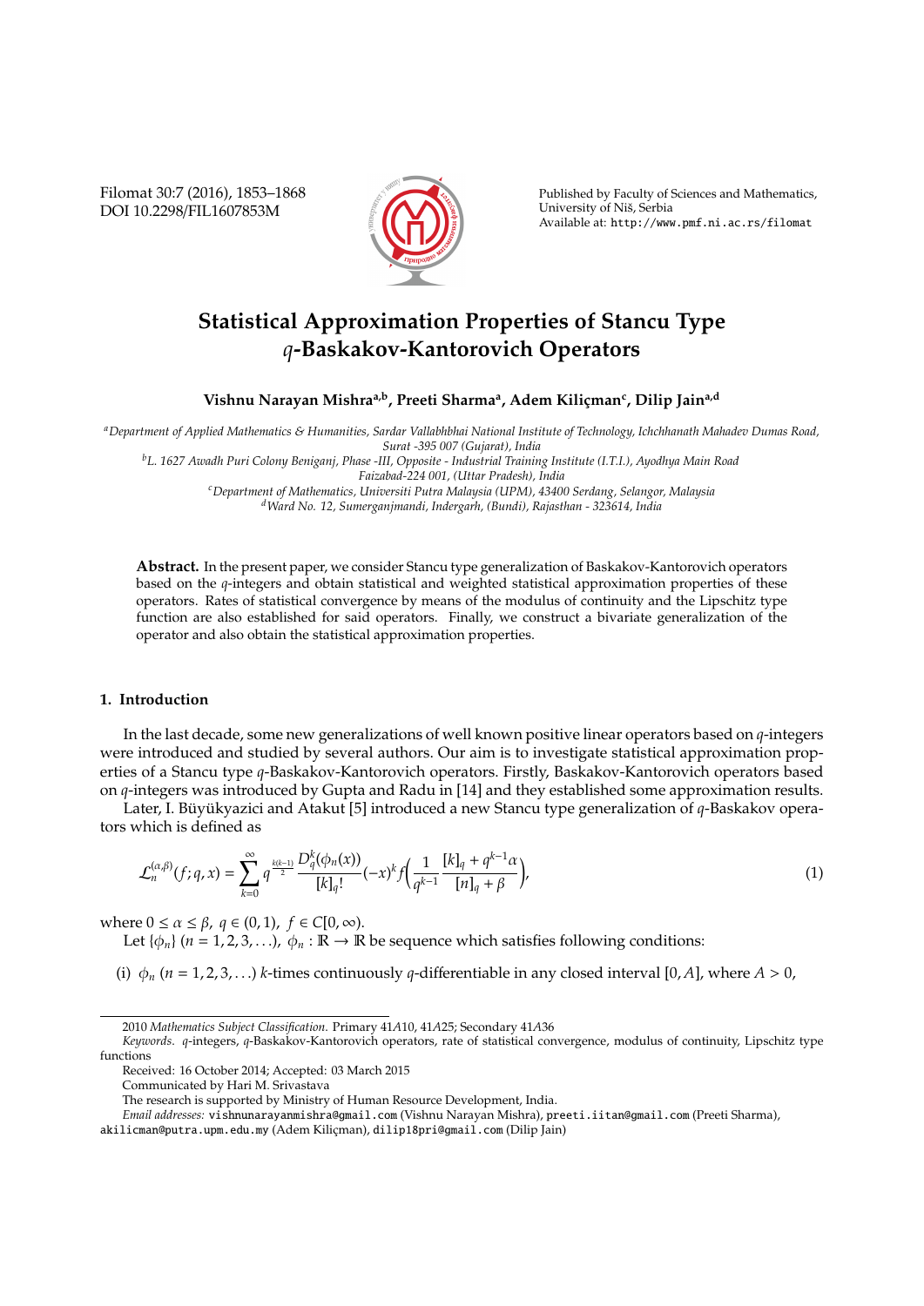# Statistical Approximation Properties of Stancu Type $q$-Baskakov-Kantorovich Operators

**Vishnu Narayan Mishra[a,b], Preeti Sharma[a], Adem Kiliçman[c], Dilip Jain[a,d]**

[a] *Department of Applied Mathematics & Humanities, Sardar Vallabhbhai National Institute of Technology, Ichchhanath Mahadev Dumas Road, Surat -395 007 (Gujarat), India*

[b] *L. 1627 Awadh Puri Colony Beniganj, Phase -III, Opposite - Industrial Training Institute (I.T.I.), Ayodhya Main Road Faizabad-224 001, (Uttar Pradesh), India*

[c] *Department of Mathematics, Universiti Putra Malaysia (UPM), 43400 Serdang, Selangor, Malaysia*

[d] *Ward No. 12, Sumerganjmandi, Indergarh, (Bundi), Rajasthan - 323614, India*

**Abstract.** In the present paper, we consider Stancu type generalization of Baskakov-Kantorovich operators based on the $q$-integers and obtain statistical and weighted statistical approximation properties of these operators. Rates of statistical convergence by means of the modulus of continuity and the Lipschitz type function are also established for said operators. Finally, we construct a bivariate generalization of the operator and also obtain the statistical approximation properties.

## 1. Introduction

In the last decade, some new generalizations of well known positive linear operators based on $q$-integers were introduced and studied by several authors. Our aim is to investigate statistical approximation properties of a Stancu type $q$-Baskakov-Kantorovich operators. Firstly, Baskakov-Kantorovich operators based on $q$-integers was introduced by Gupta and Radu in [14] and they established some approximation results.

Later, I. Büyükyazici and Atakut [5] introduced a new Stancu type generalization of $q$-Baskakov operators which is defined as

$$\mathcal{L}_n^{(\alpha,\beta)}(f;q,x) = \sum_{k=0}^{\infty} q^{\frac{k(k-1)}{2}} \frac{D_q^k(\phi_n(x))}{[k]_q!}(-x)^k f\left(\frac{1}{q^{k-1}}\frac{[k]_q + q^{k-1}\alpha}{[n]_q+\beta}\right), \tag{1}$$

where $0 \le \alpha \le \beta$, $q \in (0,1)$, $f \in C[0,\infty)$.

Let $\{\phi_n\}$ $(n = 1, 2, 3, \ldots)$, $\phi_n : \mathbb{R} \to \mathbb{R}$ be sequence which satisfies following conditions:

(i) $\phi_n$ $(n = 1, 2, 3, \ldots)$ $k$-times continuously $q$-differentiable in any closed interval $[0, A]$, where $A > 0$,

---

2010 *Mathematics Subject Classification*. Primary 41A10, 41A25; Secondary 41A36

*Keywords*. $q$-integers, $q$-Baskakov-Kantorovich operators, rate of statistical convergence, modulus of continuity, Lipschitz type functions

Received: 16 October 2014; Accepted: 03 March 2015

Communicated by Hari M. Srivastava

The research is supported by Ministry of Human Resource Development, India.

*Email addresses:* vishnunarayanmishra@gmail.com (Vishnu Narayan Mishra), preeti.iitan@gmail.com (Preeti Sharma), akilicman@putra.upm.edu.my (Adem Kiliçman), dilip18pri@gmail.com (Dilip Jain)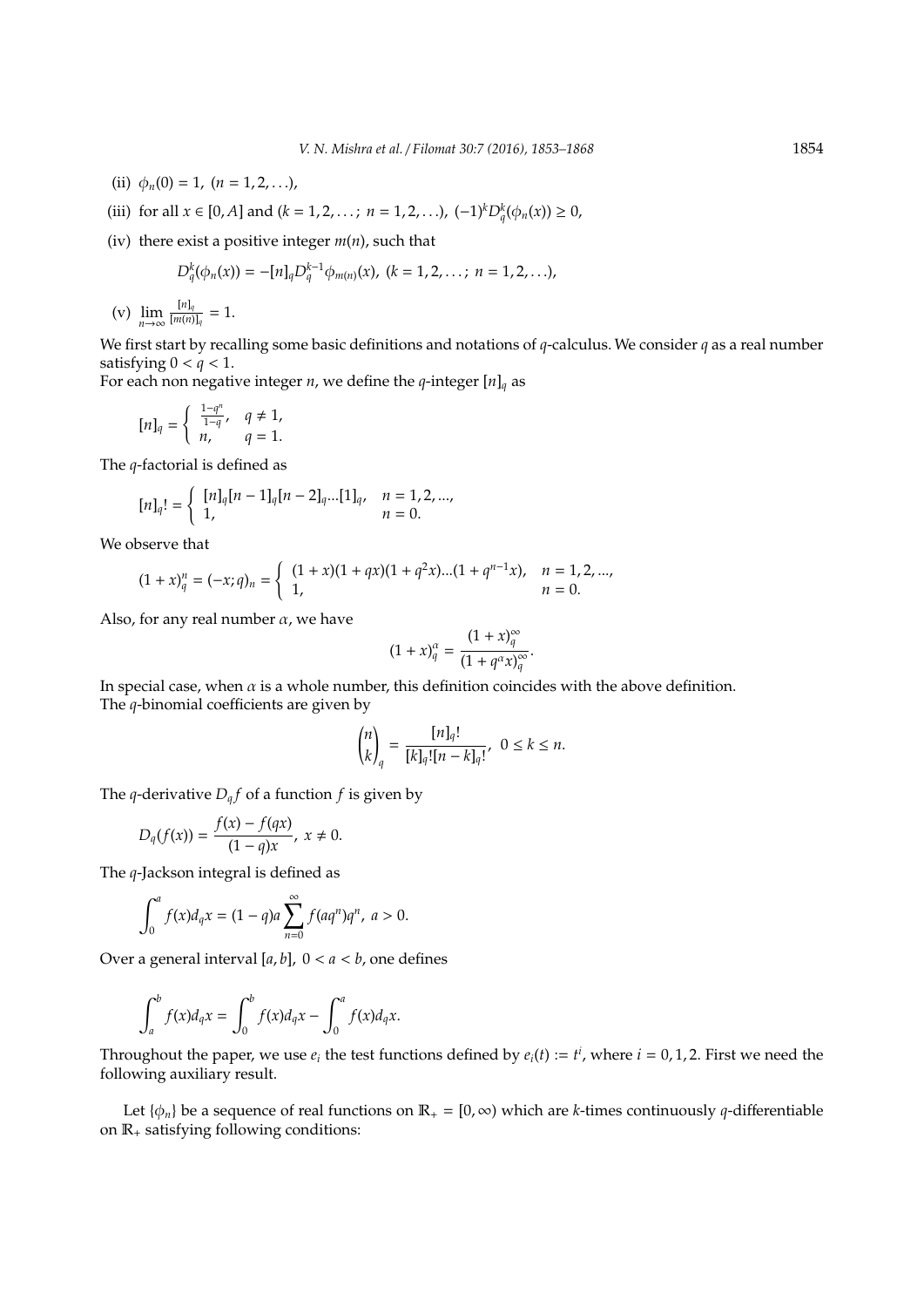(ii) $\phi_n(0) = 1,\ (n = 1, 2, \ldots)$,

(iii) for all $x \in [0, A]$ and $(k = 1, 2, \ldots;\ n = 1, 2, \ldots)$, $(-1)^k D_q^k(\phi_n(x)) \geq 0$,

(iv) there exist a positive integer $m(n)$, such that

$$D_q^k(\phi_n(x)) = -[n]_q D_q^{k-1}\phi_{m(n)}(x),\ (k = 1, 2, \ldots;\ n = 1, 2, \ldots),$$

(v) $\lim\limits_{n\to\infty} \frac{[n]_q}{[m(n)]_q} = 1$.

We first start by recalling some basic definitions and notations of $q$-calculus. We consider $q$ as a real number satisfying $0 < q < 1$.
For each non negative integer $n$, we define the $q$-integer $[n]_q$ as

$$[n]_q = \begin{cases} \frac{1-q^n}{1-q}, & q \neq 1, \\ n, & q = 1. \end{cases}$$

The $q$-factorial is defined as

$$[n]_q! = \begin{cases} [n]_q[n-1]_q[n-2]_q...[1]_q, & n = 1, 2, ..., \\ 1, & n = 0. \end{cases}$$

We observe that

$$(1+x)_q^n = (-x; q)_n = \begin{cases} (1+x)(1+qx)(1+q^2x)...(1+q^{n-1}x), & n = 1, 2, ..., \\ 1, & n = 0. \end{cases}$$

Also, for any real number $\alpha$, we have

$$(1+x)_q^\alpha = \frac{(1+x)_q^\infty}{(1+q^\alpha x)_q^\infty}.$$

In special case, when $\alpha$ is a whole number, this definition coincides with the above definition.
The $q$-binomial coefficients are given by

$$\binom{n}{k}_q = \frac{[n]_q!}{[k]_q![n-k]_q!},\ 0 \leq k \leq n.$$

The $q$-derivative $D_q f$ of a function $f$ is given by

$$D_q(f(x)) = \frac{f(x) - f(qx)}{(1-q)x},\ x \neq 0.$$

The $q$-Jackson integral is defined as

$$\int_0^a f(x) d_q x = (1-q)a \sum_{n=0}^{\infty} f(aq^n)q^n,\ a > 0.$$

Over a general interval $[a, b]$, $0 < a < b$, one defines

$$\int_a^b f(x) d_q x = \int_0^b f(x) d_q x - \int_0^a f(x) d_q x.$$

Throughout the paper, we use $e_i$ the test functions defined by $e_i(t) := t^i$, where $i = 0, 1, 2$. First we need the following auxiliary result.

Let $\{\phi_n\}$ be a sequence of real functions on $\mathbb{R}_+ = [0, \infty)$ which are $k$-times continuously $q$-differentiable on $\mathbb{R}_+$ satisfying following conditions: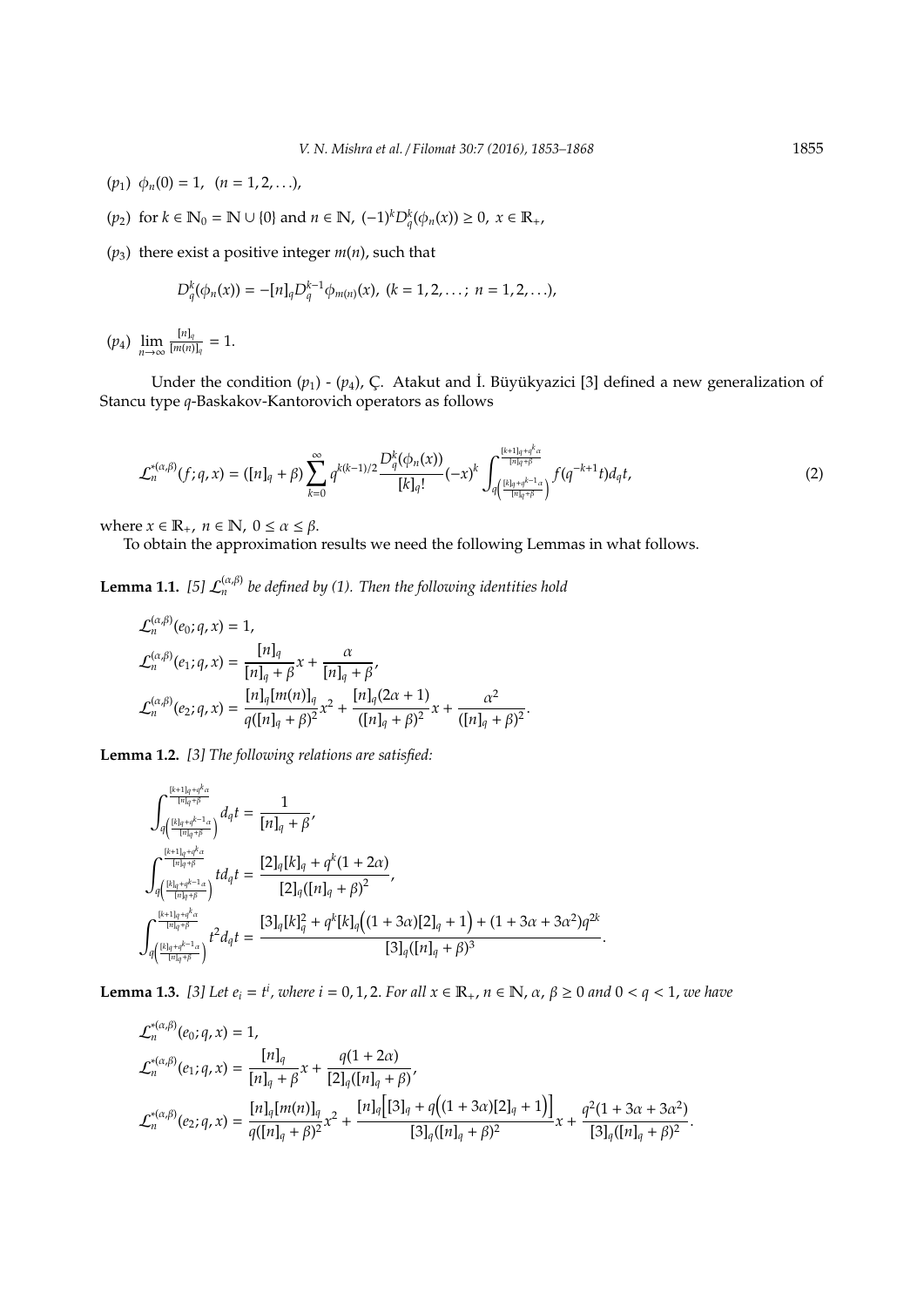$(p_1)$ $\phi_n(0) = 1, \ \ (n = 1, 2, \ldots)$,

$(p_2)$ for $k \in \mathbb{N}_0 = \mathbb{N} \cup \{0\}$ and $n \in \mathbb{N}$, $(-1)^k D_q^k(\phi_n(x)) \geq 0, \ x \in \mathbb{R}_+$,

$(p_3)$ there exist a positive integer $m(n)$, such that

$$D_q^k(\phi_n(x)) = -[n]_q D_q^{k-1} \phi_{m(n)}(x), \ (k = 1, 2, \ldots; \ n = 1, 2, \ldots),$$

$(p_4)$ $\lim\limits_{n \to \infty} \frac{[n]_q}{[m(n)]_q} = 1$.

Under the condition $(p_1)$ - $(p_4)$, Ç. Atakut and İ. Büyükyazici [3] defined a new generalization of Stancu type $q$-Baskakov-Kantorovich operators as follows

$$\mathcal{L}_n^{*(\alpha,\beta)}(f; q, x) = ([n]_q + \beta) \sum_{k=0}^{\infty} q^{k(k-1)/2} \frac{D_q^k(\phi_n(x))}{[k]_q!} (-x)^k \int_{q\left(\frac{[k]_q + q^{k-1}\alpha}{[n]_q + \beta}\right)}^{\frac{[k+1]_q + q^k \alpha}{[n]_q + \beta}} f(q^{-k+1} t) d_q t, \tag{2}$$

where $x \in \mathbb{R}_+, \ n \in \mathbb{N}, \ 0 \leq \alpha \leq \beta$.

To obtain the approximation results we need the following Lemmas in what follows.

**Lemma 1.1.** *[5] $\mathcal{L}_n^{(\alpha,\beta)}$ be defined by (1). Then the following identities hold*

$$\mathcal{L}_n^{(\alpha,\beta)}(e_0; q, x) = 1,$$

$$\mathcal{L}_n^{(\alpha,\beta)}(e_1; q, x) = \frac{[n]_q}{[n]_q + \beta} x + \frac{\alpha}{[n]_q + \beta},$$

$$\mathcal{L}_n^{(\alpha,\beta)}(e_2; q, x) = \frac{[n]_q [m(n)]_q}{q([n]_q + \beta)^2} x^2 + \frac{[n]_q (2\alpha + 1)}{([n]_q + \beta)^2} x + \frac{\alpha^2}{([n]_q + \beta)^2}.$$

**Lemma 1.2.** *[3] The following relations are satisfied:*

$$\int_{q\left(\frac{[k]_q + q^{k-1}\alpha}{[n]_q + \beta}\right)}^{\frac{[k+1]_q + q^k \alpha}{[n]_q + \beta}} d_q t = \frac{1}{[n]_q + \beta},$$

$$\int_{q\left(\frac{[k]_q + q^{k-1}\alpha}{[n]_q + \beta}\right)}^{\frac{[k+1]_q + q^k \alpha}{[n]_q + \beta}} t d_q t = \frac{[2]_q [k]_q + q^k (1 + 2\alpha)}{[2]_q ([n]_q + \beta)^2},$$

$$\int_{q\left(\frac{[k]_q + q^{k-1}\alpha}{[n]_q + \beta}\right)}^{\frac{[k+1]_q + q^k \alpha}{[n]_q + \beta}} t^2 d_q t = \frac{[3]_q [k]_q^2 + q^k [k]_q \Big( (1 + 3\alpha)[2]_q + 1 \Big) + (1 + 3\alpha + 3\alpha^2) q^{2k}}{[3]_q ([n]_q + \beta)^3}.$$

**Lemma 1.3.** *[3] Let $e_i = t^i$, where $i = 0, 1, 2$. For all $x \in \mathbb{R}_+$, $n \in \mathbb{N}$, $\alpha$, $\beta \geq 0$ and $0 < q < 1$, we have*

$$\mathcal{L}_n^{*(\alpha,\beta)}(e_0; q, x) = 1,$$

$$\mathcal{L}_n^{*(\alpha,\beta)}(e_1; q, x) = \frac{[n]_q}{[n]_q + \beta} x + \frac{q(1 + 2\alpha)}{[2]_q ([n]_q + \beta)},$$

$$\mathcal{L}_n^{*(\alpha,\beta)}(e_2; q, x) = \frac{[n]_q [m(n)]_q}{q([n]_q + \beta)^2} x^2 + \frac{[n]_q \Big[ [3]_q + q \Big( (1 + 3\alpha)[2]_q + 1 \Big) \Big]}{[3]_q ([n]_q + \beta)^2} x + \frac{q^2 (1 + 3\alpha + 3\alpha^2)}{[3]_q ([n]_q + \beta)^2}.$$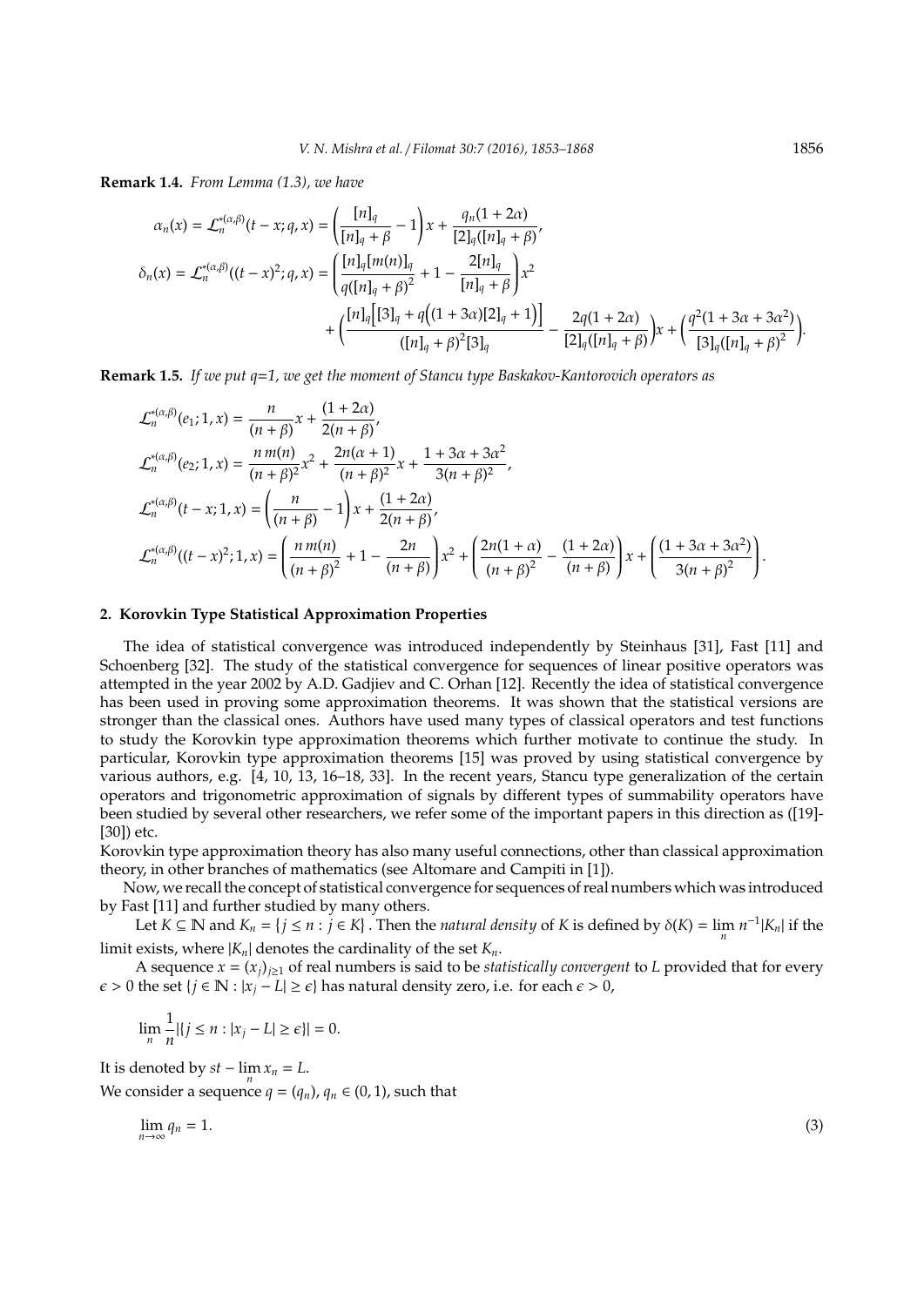**Remark 1.4.** *From Lemma (1.3), we have*

$$\alpha_n(x) = \mathcal{L}_n^{*(\alpha,\beta)}(t-x;q,x) = \left(\frac{[n]_q}{[n]_q+\beta}-1\right)x + \frac{q_n(1+2\alpha)}{[2]_q([n]_q+\beta)},$$

$$\delta_n(x) = \mathcal{L}_n^{*(\alpha,\beta)}((t-x)^2;q,x) = \left(\frac{[n]_q[m(n)]_q}{q([n]_q+\beta)^2}+1-\frac{2[n]_q}{[n]_q+\beta}\right)x^2 + \left(\frac{[n]_q\Big[[3]_q+q\Big((1+3\alpha)[2]_q+1\Big)\Big]}{([n]_q+\beta)^2[3]_q} - \frac{2q(1+2\alpha)}{[2]_q([n]_q+\beta)}\right)x + \left(\frac{q^2(1+3\alpha+3\alpha^2)}{[3]_q([n]_q+\beta)^2}\right).$$

**Remark 1.5.** *If we put q=1, we get the moment of Stancu type Baskakov-Kantorovich operators as*

$$\mathcal{L}_n^{*(\alpha,\beta)}(e_1;1,x) = \frac{n}{(n+\beta)}x + \frac{(1+2\alpha)}{2(n+\beta)},$$

$$\mathcal{L}_n^{*(\alpha,\beta)}(e_2;1,x) = \frac{n\,m(n)}{(n+\beta)^2}x^2 + \frac{2n(\alpha+1)}{(n+\beta)^2}x + \frac{1+3\alpha+3\alpha^2}{3(n+\beta)^2},$$

$$\mathcal{L}_n^{*(\alpha,\beta)}(t-x;1,x) = \left(\frac{n}{(n+\beta)}-1\right)x + \frac{(1+2\alpha)}{2(n+\beta)},$$

$$\mathcal{L}_n^{*(\alpha,\beta)}((t-x)^2;1,x) = \left(\frac{n\,m(n)}{(n+\beta)^2}+1-\frac{2n}{(n+\beta)}\right)x^2 + \left(\frac{2n(1+\alpha)}{(n+\beta)^2}-\frac{(1+2\alpha)}{(n+\beta)}\right)x + \left(\frac{(1+3\alpha+3\alpha^2)}{3(n+\beta)^2}\right).$$

## 2. Korovkin Type Statistical Approximation Properties

The idea of statistical convergence was introduced independently by Steinhaus [31], Fast [11] and Schoenberg [32]. The study of the statistical convergence for sequences of linear positive operators was attempted in the year 2002 by A.D. Gadjiev and C. Orhan [12]. Recently the idea of statistical convergence has been used in proving some approximation theorems. It was shown that the statistical versions are stronger than the classical ones. Authors have used many types of classical operators and test functions to study the Korovkin type approximation theorems which further motivate to continue the study. In particular, Korovkin type approximation theorems [15] was proved by using statistical convergence by various authors, e.g. [4, 10, 13, 16–18, 33]. In the recent years, Stancu type generalization of the certain operators and trigonometric approximation of signals by different types of summability operators have been studied by several other researchers, we refer some of the important papers in this direction as ([19]-[30]) etc.

Korovkin type approximation theory has also many useful connections, other than classical approximation theory, in other branches of mathematics (see Altomare and Campiti in [1]).

Now, we recall the concept of statistical convergence for sequences of real numbers which was introduced by Fast [11] and further studied by many others.

Let $K \subseteq \mathbb{N}$ and $K_n = \{j \leq n : j \in K\}$. Then the *natural density* of $K$ is defined by $\delta(K) = \lim_n n^{-1}|K_n|$ if the limit exists, where $|K_n|$ denotes the cardinality of the set $K_n$.

A sequence $x = (x_j)_{j\geq 1}$ of real numbers is said to be *statistically convergent* to $L$ provided that for every $\epsilon > 0$ the set $\{j \in \mathbb{N} : |x_j - L| \geq \epsilon\}$ has natural density zero, i.e. for each $\epsilon > 0$,

$$\lim_n \frac{1}{n}|\{j \leq n : |x_j - L| \geq \epsilon\}| = 0.$$

It is denoted by $st - \lim_n x_n = L$.

We consider a sequence $q = (q_n)$, $q_n \in (0,1)$, such that

$$\lim_{n\to\infty} q_n = 1. \tag{3}$$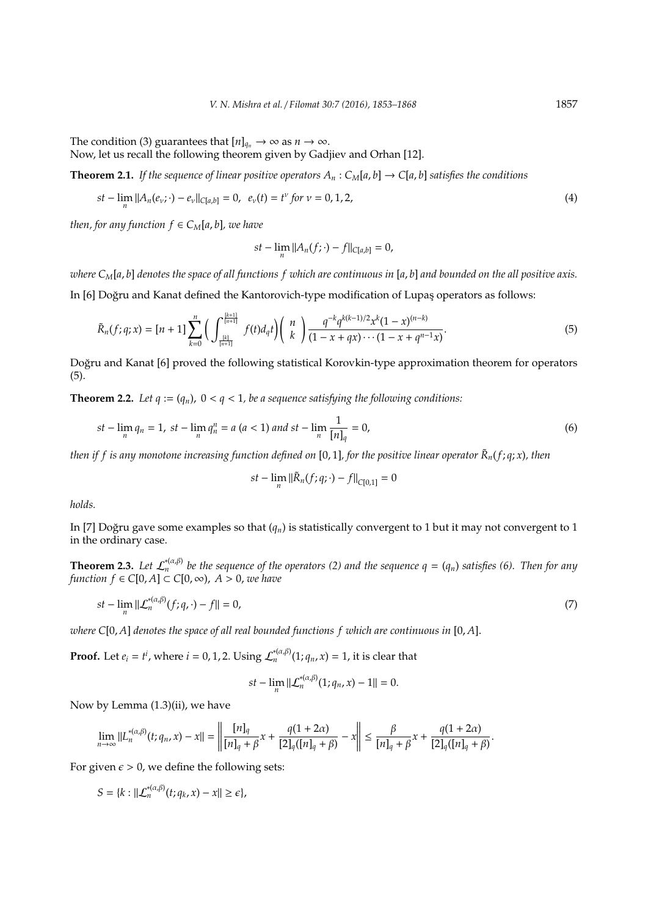The condition (3) guarantees that $[n]_{q_n} \to \infty$ as $n \to \infty$.
Now, let us recall the following theorem given by Gadjiev and Orhan [12].

**Theorem 2.1.** *If the sequence of linear positive operators $A_n : C_M[a,b] \to C[a,b]$ satisfies the conditions*

$$st - \lim_n \|A_n(e_\nu;\cdot) - e_\nu\|_{C[a,b]} = 0, \;\; e_\nu(t) = t^\nu \text{ for } \nu = 0,1,2, \tag{4}$$

*then, for any function $f \in C_M[a,b]$, we have*

$$st - \lim_n \|A_n(f;\cdot) - f\|_{C[a,b]} = 0,$$

*where $C_M[a,b]$ denotes the space of all functions $f$ which are continuous in $[a,b]$ and bounded on the all positive axis.*

In [6] Doğru and Kanat defined the Kantorovich-type modification of Lupaş operators as follows:

$$\tilde{R}_n(f;q;x) = [n+1] \sum_{k=0}^{n} \left( \int_{\frac{[k]}{[n+1]}}^{\frac{[k+1]}{[n+1]}} f(t) d_q t \right) \binom{n}{k} \frac{q^{-k} q^{k(k-1)/2} x^k (1-x)^{(n-k)}}{(1-x+qx)\cdots(1-x+q^{n-1}x)}. \tag{5}$$

Doğru and Kanat [6] proved the following statistical Korovkin-type approximation theorem for operators (5).

**Theorem 2.2.** *Let $q := (q_n)$, $0 < q < 1$, be a sequence satisfying the following conditions:*

$$st - \lim_n q_n = 1, \; st - \lim_n q_n^n = a \; (a < 1) \text{ and } st - \lim_n \frac{1}{[n]_q} = 0, \tag{6}$$

*then if $f$ is any monotone increasing function defined on $[0,1]$, for the positive linear operator $\tilde{R}_n(f;q;x)$, then*

$$st - \lim_n \|\tilde{R}_n(f;q;\cdot) - f\|_{C[0,1]} = 0$$

*holds.*

In [7] Doğru gave some examples so that $(q_n)$ is statistically convergent to 1 but it may not convergent to 1 in the ordinary case.

**Theorem 2.3.** *Let $\mathcal{L}_n^{*(\alpha,\beta)}$ be the sequence of the operators (2) and the sequence $q = (q_n)$ satisfies (6). Then for any function $f \in C[0,A] \subset C[0,\infty)$, $A > 0$, we have*

$$st - \lim_n \|\mathcal{L}_n^{*(\alpha,\beta)}(f;q,\cdot) - f\| = 0, \tag{7}$$

*where $C[0,A]$ denotes the space of all real bounded functions $f$ which are continuous in $[0,A]$.*

**Proof.** Let $e_i = t^i$, where $i = 0,1,2$. Using $\mathcal{L}_n^{*(\alpha,\beta)}(1;q_n,x) = 1$, it is clear that

$$st - \lim_n \|\mathcal{L}_n^{*(\alpha,\beta)}(1;q_n,x) - 1\| = 0.$$

Now by Lemma (1.3)(ii), we have

$$\lim_{n\to\infty} \|L_n^{*(\alpha,\beta)}(t;q_n,x) - x\| = \left\| \frac{[n]_q}{[n]_q + \beta} x + \frac{q(1+2\alpha)}{[2]_q([n]_q + \beta)} - x \right\| \le \frac{\beta}{[n]_q + \beta} x + \frac{q(1+2\alpha)}{[2]_q([n]_q + \beta)}.$$

For given $\epsilon > 0$, we define the following sets:

$$S = \{k : \|\mathcal{L}_n^{*(\alpha,\beta)}(t;q_k,x) - x\| \ge \epsilon\},$$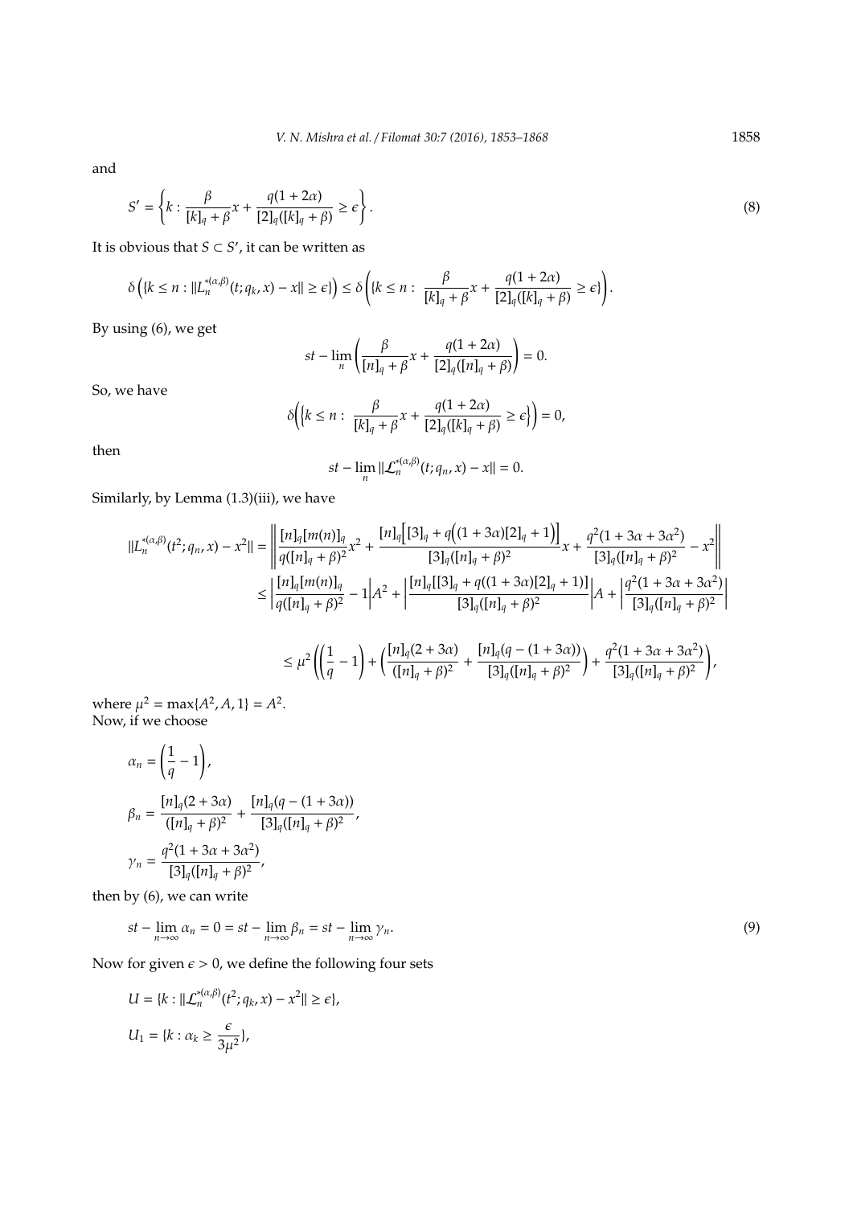and

$$S' = \left\{ k : \frac{\beta}{[k]_q + \beta} x + \frac{q(1+2\alpha)}{[2]_q([k]_q + \beta)} \geq \epsilon \right\}. \tag{8}$$

It is obvious that $S \subset S'$, it can be written as

$$\delta\left(\{k \leq n : \|L_n^{*(\alpha,\beta)}(t; q_k, x) - x\| \geq \epsilon\}\right) \leq \delta\left(\{k \leq n : \ \frac{\beta}{[k]_q + \beta} x + \frac{q(1+2\alpha)}{[2]_q([k]_q + \beta)} \geq \epsilon\}\right).$$

By using (6), we get

$$st - \lim_n \left( \frac{\beta}{[n]_q + \beta} x + \frac{q(1+2\alpha)}{[2]_q([n]_q + \beta)} \right) = 0.$$

So, we have

$$\delta\Big(\Big\{k \leq n : \ \frac{\beta}{[k]_q + \beta} x + \frac{q(1+2\alpha)}{[2]_q([k]_q + \beta)} \geq \epsilon\Big\}\Big) = 0,$$

then

$$st - \lim_n \|\mathcal{L}_n^{*(\alpha,\beta)}(t; q_n, x) - x\| = 0.$$

Similarly, by Lemma (1.3)(iii), we have

$$\begin{aligned}
\|L_n^{*(\alpha,\beta)}(t^2; q_n, x) - x^2\| &= \left\| \frac{[n]_q[m(n)]_q}{q([n]_q + \beta)^2} x^2 + \frac{[n]_q\Big[[3]_q + q\Big((1+3\alpha)[2]_q + 1\Big)\Big]}{[3]_q([n]_q + \beta)^2} x + \frac{q^2(1+3\alpha+3\alpha^2)}{[3]_q([n]_q + \beta)^2} - x^2 \right\| \\
&\leq \left| \frac{[n]_q[m(n)]_q}{q([n]_q + \beta)^2} - 1 \right| A^2 + \left| \frac{[n]_q[[3]_q + q((1+3\alpha)[2]_q + 1)]}{[3]_q([n]_q + \beta)^2} \right| A + \left| \frac{q^2(1+3\alpha+3\alpha^2)}{[3]_q([n]_q + \beta)^2} \right| \\
&\leq \mu^2 \left( \left( \frac{1}{q} - 1 \right) + \left( \frac{[n]_q(2+3\alpha)}{([n]_q + \beta)^2} + \frac{[n]_q(q - (1+3\alpha))}{[3]_q([n]_q + \beta)^2} \right) + \frac{q^2(1+3\alpha+3\alpha^2)}{[3]_q([n]_q + \beta)^2} \right),
\end{aligned}$$

where $\mu^2 = \max\{A^2, A, 1\} = A^2$.
Now, if we choose

$$\alpha_n = \left( \frac{1}{q} - 1 \right),$$

$$\beta_n = \frac{[n]_q(2+3\alpha)}{([n]_q + \beta)^2} + \frac{[n]_q(q - (1+3\alpha))}{[3]_q([n]_q + \beta)^2},$$

$$\gamma_n = \frac{q^2(1+3\alpha+3\alpha^2)}{[3]_q([n]_q + \beta)^2},$$

then by (6), we can write

$$st - \lim_{n\to\infty} \alpha_n = 0 = st - \lim_{n\to\infty} \beta_n = st - \lim_{n\to\infty} \gamma_n. \tag{9}$$

Now for given $\epsilon > 0$, we define the following four sets

$$U = \{k : \|\mathcal{L}_n^{*(\alpha,\beta)}(t^2; q_k, x) - x^2\| \geq \epsilon\},$$

$$U_1 = \{k : \alpha_k \geq \frac{\epsilon}{3\mu^2}\},$$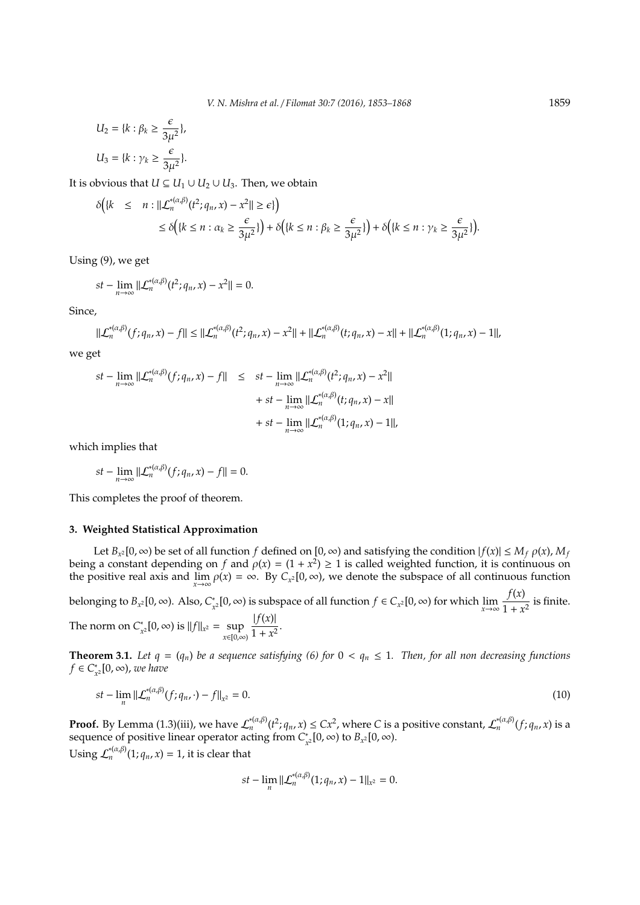$$U_2 = \{k : \beta_k \geq \frac{\epsilon}{3\mu^2}\},$$

$$U_3 = \{k : \gamma_k \geq \frac{\epsilon}{3\mu^2}\}.$$

It is obvious that $U \subseteq U_1 \cup U_2 \cup U_3$. Then, we obtain

$$\begin{aligned}\delta\Big(\{k \quad \leq \quad n : \|\mathcal{L}_n^{*(\alpha,\beta)}(t^2; q_n, x) - x^2\| \geq \epsilon\}\Big) \\ \leq \delta\Big(\{k \leq n : \alpha_k \geq \frac{\epsilon}{3\mu^2}\}\Big) + \delta\Big(\{k \leq n : \beta_k \geq \frac{\epsilon}{3\mu^2}\}\Big) + \delta\Big(\{k \leq n : \gamma_k \geq \frac{\epsilon}{3\mu^2}\}\Big).\end{aligned}$$

Using (9), we get

$$st - \lim_{n\to\infty} \|\mathcal{L}_n^{*(\alpha,\beta)}(t^2; q_n, x) - x^2\| = 0.$$

Since,

$$\|\mathcal{L}_n^{*(\alpha,\beta)}(f; q_n, x) - f\| \leq \|\mathcal{L}_n^{*(\alpha,\beta)}(t^2; q_n, x) - x^2\| + \|\mathcal{L}_n^{*(\alpha,\beta)}(t; q_n, x) - x\| + \|\mathcal{L}_n^{*(\alpha,\beta)}(1; q_n, x) - 1\|,$$

we get

$$\begin{aligned}st - \lim_{n\to\infty} \|\mathcal{L}_n^{*(\alpha,\beta)}(f; q_n, x) - f\| \quad &\leq \quad st - \lim_{n\to\infty} \|\mathcal{L}_n^{*(\alpha,\beta)}(t^2; q_n, x) - x^2\| \\ &\quad + st - \lim_{n\to\infty} \|\mathcal{L}_n^{*(\alpha,\beta)}(t; q_n, x) - x\| \\ &\quad + st - \lim_{n\to\infty} \|\mathcal{L}_n^{*(\alpha,\beta)}(1; q_n, x) - 1\|,\end{aligned}$$

which implies that

$$st - \lim_{n\to\infty} \|\mathcal{L}_n^{*(\alpha,\beta)}(f; q_n, x) - f\| = 0.$$

This completes the proof of theorem.

## 3. Weighted Statistical Approximation

Let $B_{x^2}[0,\infty)$ be set of all function $f$ defined on $[0,\infty)$ and satisfying the condition $|f(x)| \leq M_f\ \rho(x)$, $M_f$ being a constant depending on $f$ and $\rho(x) = (1 + x^2) \geq 1$ is called weighted function, it is continuous on the positive real axis and $\lim_{x\to\infty} \rho(x) = \infty$. By $C_{x^2}[0,\infty)$, we denote the subspace of all continuous function belonging to $B_{x^2}[0,\infty)$. Also, $C^*_{x^2}[0,\infty)$ is subspace of all function $f \in C_{x^2}[0,\infty)$ for which $\lim_{x\to\infty} \dfrac{f(x)}{1+x^2}$ is finite. The norm on $C^*_{x^2}[0,\infty)$ is $\|f\|_{x^2} = \sup_{x\in[0,\infty)} \dfrac{|f(x)|}{1+x^2}$.

**Theorem 3.1.** *Let $q = (q_n)$ be a sequence satisfying (6) for $0 < q_n \leq 1$. Then, for all non decreasing functions $f \in C^*_{x^2}[0,\infty)$, we have*

$$st - \lim_n \|\mathcal{L}_n^{*(\alpha,\beta)}(f; q_n, \cdot) - f\|_{x^2} = 0. \tag{10}$$

**Proof.** By Lemma (1.3)(iii), we have $\mathcal{L}_n^{*(\alpha,\beta)}(t^2; q_n, x) \leq Cx^2$, where $C$ is a positive constant, $\mathcal{L}_n^{*(\alpha,\beta)}(f; q_n, x)$ is a sequence of positive linear operator acting from $C^*_{x^2}[0,\infty)$ to $B_{x^2}[0,\infty)$.
Using $\mathcal{L}_n^{*(\alpha,\beta)}(1; q_n, x) = 1$, it is clear that

$$st - \lim_n \|\mathcal{L}_n^{*(\alpha,\beta)}(1; q_n, x) - 1\|_{x^2} = 0.$$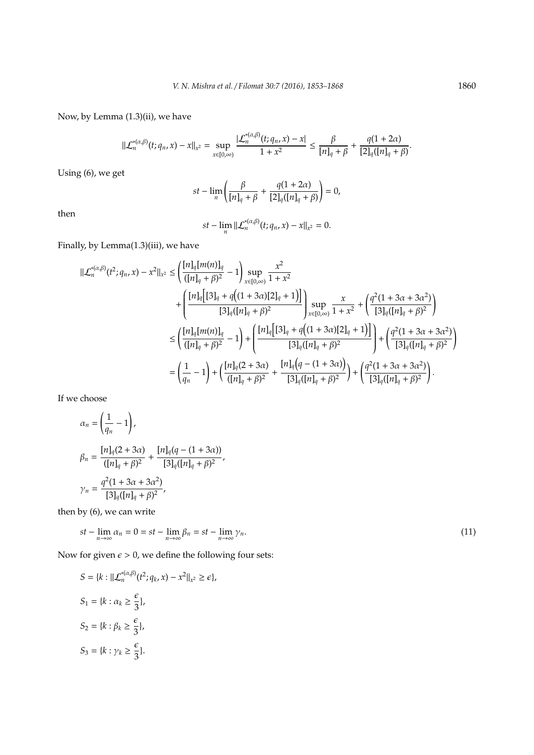Now, by Lemma (1.3)(ii), we have

$$\|\mathcal{L}_n^{*(\alpha,\beta)}(t;q_n,x)-x\|_{x^2}=\sup_{x\in[0,\infty)}\frac{|\mathcal{L}_n^{*(\alpha,\beta)}(t;q_n,x)-x|}{1+x^2}\leq\frac{\beta}{[n]_q+\beta}+\frac{q(1+2\alpha)}{[2]_q([n]_q+\beta)}.$$

Using (6), we get

$$st-\lim_n\left(\frac{\beta}{[n]_q+\beta}+\frac{q(1+2\alpha)}{[2]_q([n]_q+\beta)}\right)=0,$$

then

$$st-\lim_n\|\mathcal{L}_n^{*(\alpha,\beta)}(t;q_n,x)-x\|_{x^2}=0.$$

Finally, by Lemma(1.3)(iii), we have

$$\begin{aligned}
\|\mathcal{L}_n^{*(\alpha,\beta)}(t^2;q_n,x)-x^2\|_{x^2}&\leq\left(\frac{[n]_q[m(n)]_q}{([n]_q+\beta)^2}-1\right)\sup_{x\in[0,\infty)}\frac{x^2}{1+x^2}\\
&\quad+\left(\frac{[n]_q\Big[[3]_q+q\Big((1+3\alpha)[2]_q+1\Big)\Big]}{[3]_q([n]_q+\beta)^2}\right)\sup_{x\in[0,\infty)}\frac{x}{1+x^2}+\left(\frac{q^2(1+3\alpha+3\alpha^2)}{[3]_q([n]_q+\beta)^2}\right)\\
&\leq\left(\frac{[n]_q[m(n)]_q}{([n]_q+\beta)^2}-1\right)+\left(\frac{[n]_q\Big[[3]_q+q\Big((1+3\alpha)[2]_q+1\Big)\Big]}{[3]_q([n]_q+\beta)^2}\right)+\left(\frac{q^2(1+3\alpha+3\alpha^2)}{[3]_q([n]_q+\beta)^2}\right)\\
&=\left(\frac{1}{q_n}-1\right)+\left(\frac{[n]_q(2+3\alpha)}{([n]_q+\beta)^2}+\frac{[n]_q\Big(q-(1+3\alpha)\Big)}{[3]_q([n]_q+\beta)^2}\right)+\left(\frac{q^2(1+3\alpha+3\alpha^2)}{[3]_q([n]_q+\beta)^2}\right).
\end{aligned}$$

If we choose

$$\alpha_n=\left(\frac{1}{q_n}-1\right),$$

$$\beta_n=\frac{[n]_q(2+3\alpha)}{([n]_q+\beta)^2}+\frac{[n]_q(q-(1+3\alpha))}{[3]_q([n]_q+\beta)^2},$$

$$\gamma_n=\frac{q^2(1+3\alpha+3\alpha^2)}{[3]_q([n]_q+\beta)^2},$$

then by (6), we can write

$$st-\lim_{n\to\infty}\alpha_n=0=st-\lim_{n\to\infty}\beta_n=st-\lim_{n\to\infty}\gamma_n.\tag{11}$$

Now for given $\epsilon>0$, we define the following four sets:

$$S=\{k:\|\mathcal{L}_n^{*(\alpha,\beta)}(t^2;q_k,x)-x^2\|_{x^2}\geq\epsilon\},$$

$$S_1=\{k:\alpha_k\geq\frac{\epsilon}{3}\},$$

$$S_2=\{k:\beta_k\geq\frac{\epsilon}{3}\},$$

$$S_3=\{k:\gamma_k\geq\frac{\epsilon}{3}\}.$$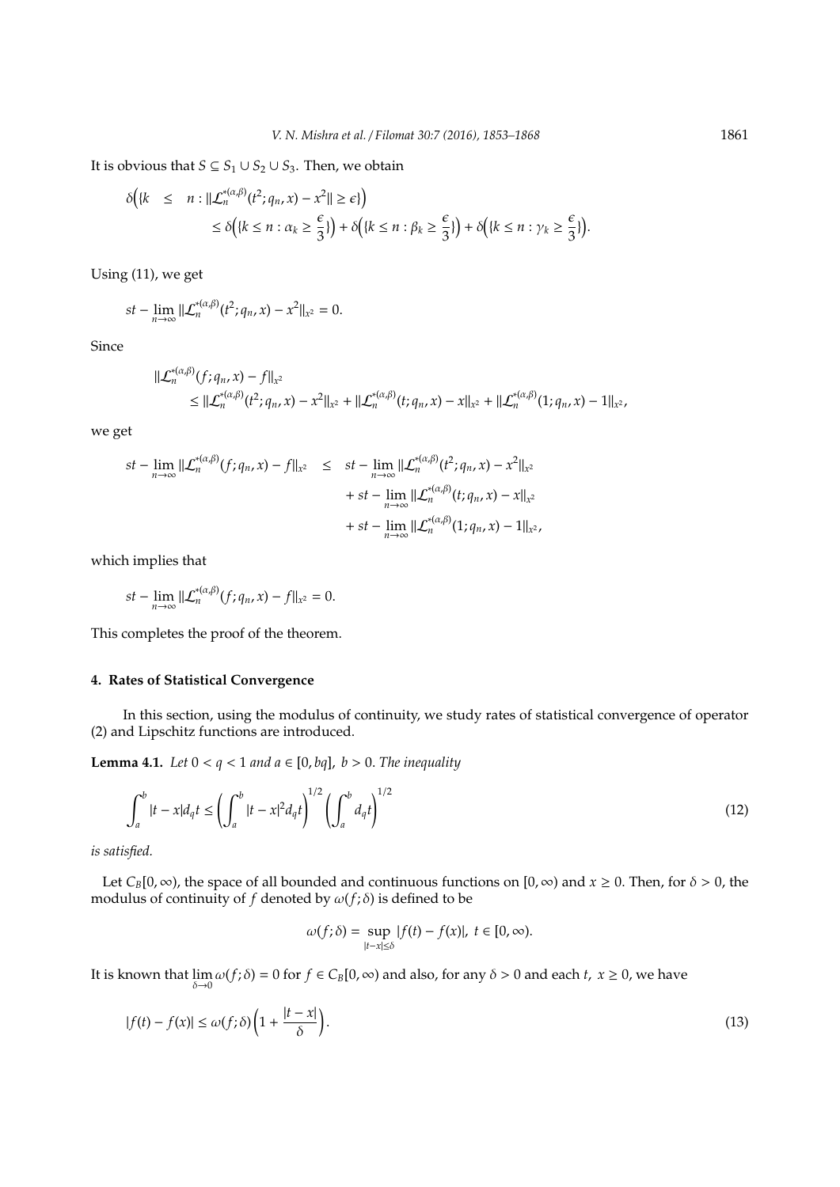It is obvious that $S \subseteq S_1 \cup S_2 \cup S_3$. Then, we obtain

$$\begin{aligned}
\delta\Big(\{k \quad &\leq \quad n : \|\mathcal{L}_n^{*(\alpha,\beta)}(t^2; q_n, x) - x^2\| \geq \epsilon\}\Big) \\
&\leq \delta\Big(\{k \leq n : \alpha_k \geq \frac{\epsilon}{3}\}\Big) + \delta\Big(\{k \leq n : \beta_k \geq \frac{\epsilon}{3}\}\Big) + \delta\Big(\{k \leq n : \gamma_k \geq \frac{\epsilon}{3}\}\Big).
\end{aligned}$$

Using (11), we get

$$st - \lim_{n\to\infty} \|\mathcal{L}_n^{*(\alpha,\beta)}(t^2; q_n, x) - x^2\|_{x^2} = 0.$$

Since

$$\begin{aligned}
&\|\mathcal{L}_n^{*(\alpha,\beta)}(f; q_n, x) - f\|_{x^2} \\
&\leq \|\mathcal{L}_n^{*(\alpha,\beta)}(t^2; q_n, x) - x^2\|_{x^2} + \|\mathcal{L}_n^{*(\alpha,\beta)}(t; q_n, x) - x\|_{x^2} + \|\mathcal{L}_n^{*(\alpha,\beta)}(1; q_n, x) - 1\|_{x^2},
\end{aligned}$$

we get

$$\begin{aligned}
st - \lim_{n\to\infty} \|\mathcal{L}_n^{*(\alpha,\beta)}(f; q_n, x) - f\|_{x^2} \quad \leq \quad & st - \lim_{n\to\infty} \|\mathcal{L}_n^{*(\alpha,\beta)}(t^2; q_n, x) - x^2\|_{x^2} \\
& + st - \lim_{n\to\infty} \|\mathcal{L}_n^{*(\alpha,\beta)}(t; q_n, x) - x\|_{x^2} \\
& + st - \lim_{n\to\infty} \|\mathcal{L}_n^{*(\alpha,\beta)}(1; q_n, x) - 1\|_{x^2},
\end{aligned}$$

which implies that

$$st - \lim_{n\to\infty} \|\mathcal{L}_n^{*(\alpha,\beta)}(f; q_n, x) - f\|_{x^2} = 0.$$

This completes the proof of the theorem.

## 4. Rates of Statistical Convergence

In this section, using the modulus of continuity, we study rates of statistical convergence of operator (2) and Lipschitz functions are introduced.

**Lemma 4.1.** *Let $0 < q < 1$ and $a \in [0, bq]$, $b > 0$. The inequality*

$$\int_a^b |t - x| d_q t \leq \left( \int_a^b |t - x|^2 d_q t \right)^{1/2} \left( \int_a^b d_q t \right)^{1/2} \tag{12}$$

*is satisfied.*

Let $C_B[0, \infty)$, the space of all bounded and continuous functions on $[0, \infty)$ and $x \geq 0$. Then, for $\delta > 0$, the modulus of continuity of $f$ denoted by $\omega(f; \delta)$ is defined to be

$$\omega(f; \delta) = \sup_{|t-x|\leq\delta} |f(t) - f(x)|, \ t \in [0, \infty).$$

It is known that $\lim\limits_{\delta\to 0} \omega(f; \delta) = 0$ for $f \in C_B[0, \infty)$ and also, for any $\delta > 0$ and each $t, \ x \geq 0$, we have

$$|f(t) - f(x)| \leq \omega(f; \delta) \left( 1 + \frac{|t - x|}{\delta} \right). \tag{13}$$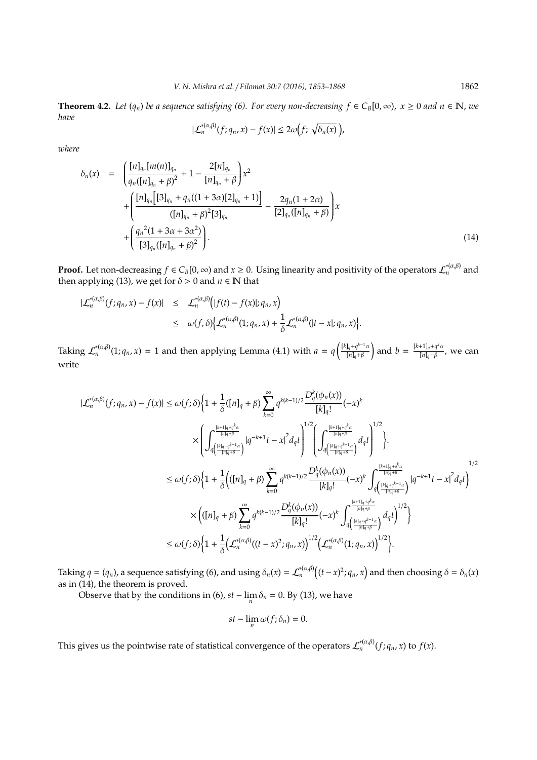**Theorem 4.2.** *Let $(q_n)$ be a sequence satisfying (6). For every non-decreasing $f \in C_B[0,\infty)$, $x \geq 0$ and $n \in \mathbb{N}$, we have*

$$|\mathcal{L}_n^{*(\alpha,\beta)}(f;q_n,x) - f(x)| \leq 2\omega\Big(f;\, \sqrt{\delta_n(x)}\,\Big),$$

*where*

$$\begin{aligned}
\delta_n(x) &= \left( \frac{[n]_{q_n}[m(n)]_{q_n}}{q_n([n]_{q_n}+\beta)^2} + 1 - \frac{2[n]_{q_n}}{[n]_{q_n}+\beta} \right) x^2 \\
&\quad + \left( \frac{[n]_{q_n}\Big[[3]_{q_n} + q_n((1+3\alpha)[2]_{q_n}+1)\Big]}{([n]_{q_n}+\beta)^2[3]_{q_n}} - \frac{2q_n(1+2\alpha)}{[2]_{q_n}([n]_{q_n}+\beta)} \right) x \\
&\quad + \left( \frac{{q_n}^2(1+3\alpha+3\alpha^2)}{[3]_{q_n}([n]_{q_n}+\beta)^2} \right).
\end{aligned} \tag{14}$$

**Proof.** Let non-decreasing $f \in C_B[0,\infty)$ and $x \geq 0$. Using linearity and positivity of the operators $\mathcal{L}_n^{*(\alpha,\beta)}$ and then applying (13), we get for $\delta > 0$ and $n \in \mathbb{N}$ that

$$\begin{aligned}
|\mathcal{L}_n^{*(\alpha,\beta)}(f;q_n,x) - f(x)| &\leq \mathcal{L}_n^{*(\alpha,\beta)}\Big(|f(t)-f(x)|;q_n,x\Big) \\
&\leq \omega(f,\delta)\Big\{\mathcal{L}_n^{*(\alpha,\beta)}(1;q_n,x) + \frac{1}{\delta}\mathcal{L}_n^{*(\alpha,\beta)}(|t-x|;q_n,x)\Big\}.
\end{aligned}$$

Taking $\mathcal{L}_n^{*(\alpha,\beta)}(1;q_n,x) = 1$ and then applying Lemma (4.1) with $a = q\left(\frac{[k]_q+q^{k-1}\alpha}{[n]_q+\beta}\right)$ and $b = \frac{[k+1]_q+q^k\alpha}{[n]_q+\beta}$, we can write

$$\begin{aligned}
|\mathcal{L}_n^{*(\alpha,\beta)}(f;q_n,x) - f(x)| &\leq \omega(f;\delta)\Big\{1 + \frac{1}{\delta}([n]_q+\beta)\sum_{k=0}^{\infty} q^{k(k-1)/2}\frac{D_q^k(\phi_n(x))}{[k]_q!}(-x)^k \\
&\quad \times \left(\int_{q\left(\frac{[k]_q+q^{k-1}\alpha}{[n]_q+\beta}\right)}^{\frac{[k+1]_q+q^k\alpha}{[n]_q+\beta}} |q^{-k+1}t - x|^2 d_qt\right)^{1/2}\left(\int_{q\left(\frac{[k]_q+q^{k-1}\alpha}{[n]_q+\beta}\right)}^{\frac{[k+1]_q+q^k\alpha}{[n]_q+\beta}} d_qt\right)^{1/2}\Big\}. \\
&\leq \omega(f;\delta)\Big\{1 + \frac{1}{\delta}\Big(([n]_q+\beta)\sum_{k=0}^{\infty} q^{k(k-1)/2}\frac{D_q^k(\phi_n(x))}{[k]_q!}(-x)^k\int_{q\left(\frac{[k]_q+q^{k-1}\alpha}{[n]_q+\beta}\right)}^{\frac{[k+1]_q+q^k\alpha}{[n]_q+\beta}} |q^{-k+1}t - x|^2 d_qt\Big)^{1/2} \\
&\quad \times \Big(([n]_q+\beta)\sum_{k=0}^{\infty} q^{k(k-1)/2}\frac{D_q^k(\phi_n(x))}{[k]_q!}(-x)^k\int_{q\left(\frac{[k]_q+q^{k-1}\alpha}{[n]_q+\beta}\right)}^{\frac{[k+1]_q+q^k\alpha}{[n]_q+\beta}} d_qt\Big)^{1/2}\Big\} \\
&\leq \omega(f;\delta)\Big\{1 + \frac{1}{\delta}\Big(\mathcal{L}_n^{*(\alpha,\beta)}((t-x)^2;q_n,x)\Big)^{1/2}\Big(\mathcal{L}_n^{*(\alpha,\beta)}(1;q_n,x)\Big)^{1/2}\Big\}.
\end{aligned}$$

Taking $q = (q_n)$, a sequence satisfying (6), and using $\delta_n(x) = \mathcal{L}_n^{*(\alpha,\beta)}\Big((t-x)^2;q_n,x\Big)$ and then choosing $\delta = \delta_n(x)$ as in (14), the theorem is proved.

Observe that by the conditions in (6), $st - \lim_n \delta_n = 0$. By (13), we have

$$st - \lim_n \omega(f;\delta_n) = 0.$$

This gives us the pointwise rate of statistical convergence of the operators $\mathcal{L}_n^{*(\alpha,\beta)}(f;q_n,x)$ to $f(x)$.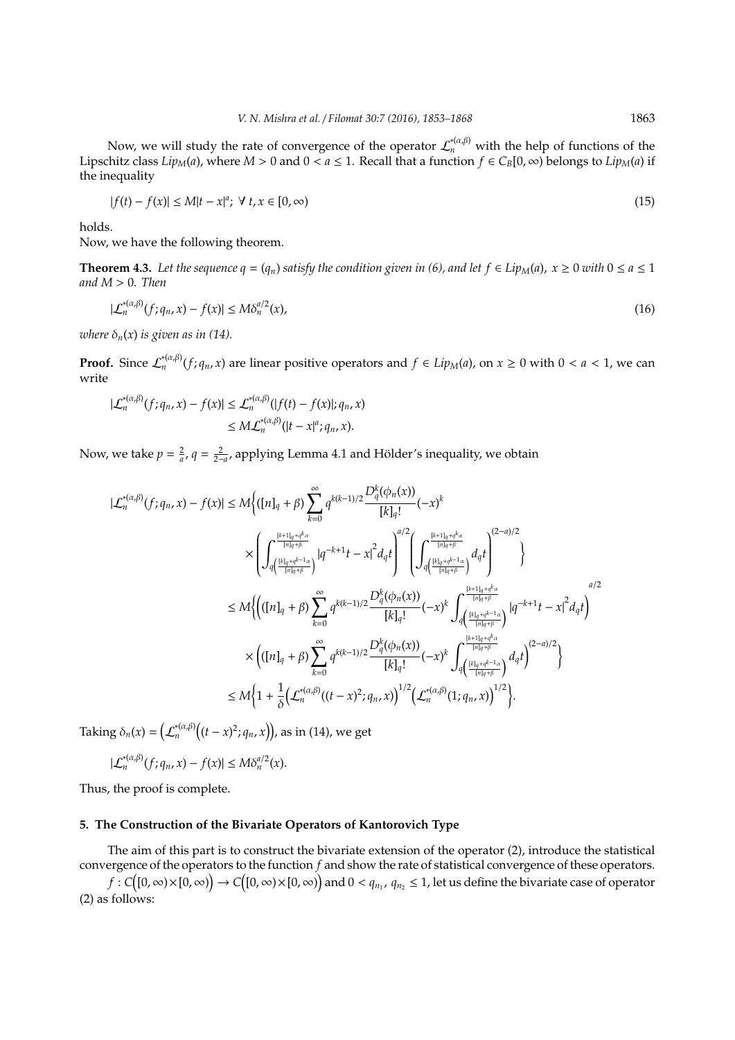Now, we will study the rate of convergence of the operator $\mathcal{L}_n^{*(\alpha,\beta)}$ with the help of functions of the Lipschitz class $Lip_M(a)$, where $M > 0$ and $0 < a \leq 1$. Recall that a function $f \in C_B[0,\infty)$ belongs to $Lip_M(a)$ if the inequality

$$|f(t) - f(x)| \leq M|t-x|^a; \ \forall \ t, x \in [0,\infty) \tag{15}$$

holds.

Now, we have the following theorem.

**Theorem 4.3.** *Let the sequence $q = (q_n)$ satisfy the condition given in (6), and let $f \in Lip_M(a)$, $x \geq 0$ with $0 \leq a \leq 1$ and $M > 0$. Then*

$$|\mathcal{L}_n^{*(\alpha,\beta)}(f; q_n, x) - f(x)| \leq M\delta_n^{a/2}(x), \tag{16}$$

*where $\delta_n(x)$ is given as in (14).*

**Proof.** Since $\mathcal{L}_n^{*(\alpha,\beta)}(f; q_n, x)$ are linear positive operators and $f \in Lip_M(a)$, on $x \geq 0$ with $0 < a < 1$, we can write

$$\begin{aligned}
|\mathcal{L}_n^{*(\alpha,\beta)}(f; q_n, x) - f(x)| &\leq \mathcal{L}_n^{*(\alpha,\beta)}(|f(t) - f(x)|; q_n, x) \\
&\leq M\mathcal{L}_n^{*(\alpha,\beta)}(|t-x|^a; q_n, x).
\end{aligned}$$

Now, we take $p = \frac{2}{a}$, $q = \frac{2}{2-a}$, applying Lemma 4.1 and Hölder's inequality, we obtain

$$\begin{aligned}
|\mathcal{L}_n^{*(\alpha,\beta)}(f; q_n, x) - f(x)| &\leq M\Bigg\{([n]_q + \beta)\sum_{k=0}^{\infty} q^{k(k-1)/2}\frac{D_q^k(\phi_n(x))}{[k]_q!}(-x)^k \\
&\quad\times\left(\int_{q\left(\frac{[k]_q+q^{k-1}\alpha}{[n]_q+\beta}\right)}^{\frac{[k+1]_q+q^k\alpha}{[n]_q+\beta}} |q^{-k+1}t - x|^2 d_qt\right)^{a/2}\left(\int_{q\left(\frac{[k]_q+q^{k-1}\alpha}{[n]_q+\beta}\right)}^{\frac{[k+1]_q+q^k\alpha}{[n]_q+\beta}} d_qt\right)^{(2-a)/2}\Bigg\} \\
&\leq M\Bigg\{\left(([n]_q + \beta)\sum_{k=0}^{\infty} q^{k(k-1)/2}\frac{D_q^k(\phi_n(x))}{[k]_q!}(-x)^k\int_{q\left(\frac{[k]_q+q^{k-1}\alpha}{[n]_q+\beta}\right)}^{\frac{[k+1]_q+q^k\alpha}{[n]_q+\beta}} |q^{-k+1}t - x|^2 d_qt\right)^{a/2} \\
&\quad\times\left(([n]_q + \beta)\sum_{k=0}^{\infty} q^{k(k-1)/2}\frac{D_q^k(\phi_n(x))}{[k]_q!}(-x)^k\int_{q\left(\frac{[k]_q+q^{k-1}\alpha}{[n]_q+\beta}\right)}^{\frac{[k+1]_q+q^k\alpha}{[n]_q+\beta}} d_qt\right)^{(2-a)/2}\Bigg\} \\
&\leq M\left\{1 + \frac{1}{\delta}\left(\mathcal{L}_n^{*(\alpha,\beta)}((t-x)^2; q_n, x)\right)^{1/2}\left(\mathcal{L}_n^{*(\alpha,\beta)}(1; q_n, x)\right)^{1/2}\right\}.
\end{aligned}$$

Taking $\delta_n(x) = \left(\mathcal{L}_n^{*(\alpha,\beta)}\left((t-x)^2; q_n, x\right)\right)$, as in (14), we get

$$|\mathcal{L}_n^{*(\alpha,\beta)}(f; q_n, x) - f(x)| \leq M\delta_n^{a/2}(x).$$

Thus, the proof is complete.

## 5. The Construction of the Bivariate Operators of Kantorovich Type

The aim of this part is to construct the bivariate extension of the operator (2), introduce the statistical convergence of the operators to the function $f$ and show the rate of statistical convergence of these operators.

$f : C\Big([0,\infty)\times[0,\infty)\Big) \to C\Big([0,\infty)\times[0,\infty)\Big)$ and $0 < q_{n_1}, q_{n_2} \leq 1$, let us define the bivariate case of operator (2) as follows: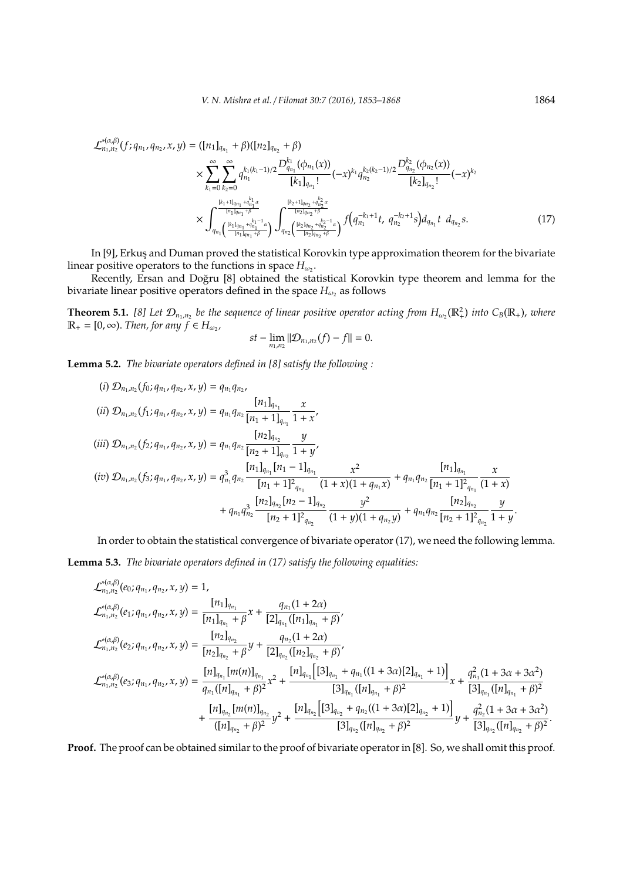$$
\begin{aligned}
\mathcal{L}^{*(\alpha,\beta)}_{n_1,n_2}(f;q_{n_1},q_{n_2},x,y) &= ([n_1]_{q_{n_1}}+\beta)([n_2]_{q_{n_2}}+\beta)\\
&\times \sum_{k_1=0}^{\infty}\sum_{k_2=0}^{\infty} q_{n_1}^{k_1(k_1-1)/2}\frac{D^{k_1}_{q_{n_1}}(\phi_{n_1}(x))}{[k_1]_{q_{n_1}}!}(-x)^{k_1} q_{n_2}^{k_2(k_2-1)/2}\frac{D^{k_2}_{q_{n_2}}(\phi_{n_2}(x))}{[k_2]_{q_{n_2}}!}(-x)^{k_2}\\
&\times \int_{q_{n_1}\left(\frac{[k_1]_{q_{n_1}}+q_{n_1}^{k_1-1}\alpha}{[n_1]_{q_{n_1}}+\beta}\right)}^{\frac{[k_1+1]_{q_{n_1}}+q_{n_1}^{k_1}\alpha}{[n_1]_{q_{n_1}}+\beta}} \int_{q_{n_2}\left(\frac{[k_2]_{q_{n_2}}+q_{n_2}^{k_2-1}\alpha}{[n_2]_{q_{n_2}}+\beta}\right)}^{\frac{[k_2+1]_{q_{n_2}}+q_{n_2}^{k_2}\alpha}{[n_2]_{q_{n_2}}+\beta}} f\left(q_{n_1}^{-k_1+1}t,\ q_{n_2}^{-k_2+1}s\right) d_{q_{n_1}}t\ d_{q_{n_2}}s.
\end{aligned}
\tag{17}
$$

In [9], Erkuş and Duman proved the statistical Korovkin type approximation theorem for the bivariate linear positive operators to the functions in space $H_{\omega_2}$.

Recently, Ersan and Doğru [8] obtained the statistical Korovkin type theorem and lemma for the bivariate linear positive operators defined in the space $H_{\omega_2}$ as follows

**Theorem 5.1.** *[8] Let $\mathcal{D}_{n_1,n_2}$ be the sequence of linear positive operator acting from $H_{\omega_2}(\mathbb{R}^2_+)$ into $C_B(\mathbb{R}_+)$, where $\mathbb{R}_+ = [0,\infty)$. Then, for any $f \in H_{\omega_2}$,*

$$
st - \lim_{n_1,n_2} \|\mathcal{D}_{n_1,n_2}(f) - f\| = 0.
$$

**Lemma 5.2.** *The bivariate operators defined in [8] satisfy the following :*

$$
\begin{aligned}
&(i)\ \mathcal{D}_{n_1,n_2}(f_0;q_{n_1},q_{n_2},x,y) = q_{n_1}q_{n_2},\\
&(ii)\ \mathcal{D}_{n_1,n_2}(f_1;q_{n_1},q_{n_2},x,y) = q_{n_1}q_{n_2}\frac{[n_1]_{q_{n_1}}}{[n_1+1]_{q_{n_1}}}\frac{x}{1+x},\\
&(iii)\ \mathcal{D}_{n_1,n_2}(f_2;q_{n_1},q_{n_2},x,y) = q_{n_1}q_{n_2}\frac{[n_2]_{q_{n_2}}}{[n_2+1]_{q_{n_2}}}\frac{y}{1+y},\\
&(iv)\ \mathcal{D}_{n_1,n_2}(f_3;q_{n_1},q_{n_2},x,y) = q_{n_1}^3 q_{n_2}\frac{[n_1]_{q_{n_1}}[n_1-1]_{q_{n_1}}}{[n_1+1]^2_{q_{n_1}}}\frac{x^2}{(1+x)(1+q_{n_1}x)} + q_{n_1}q_{n_2}\frac{[n_1]_{q_{n_1}}}{[n_1+1]^2_{q_{n_1}}}\frac{x}{(1+x)}\\
&\qquad + q_{n_1}q_{n_2}^3\frac{[n_2]_{q_{n_2}}[n_2-1]_{q_{n_2}}}{[n_2+1]^2_{q_{n_2}}}\frac{y^2}{(1+y)(1+q_{n_2}y)} + q_{n_1}q_{n_2}\frac{[n_2]_{q_{n_2}}}{[n_2+1]^2_{q_{n_2}}}\frac{y}{1+y}.
\end{aligned}
$$

In order to obtain the statistical convergence of bivariate operator (17), we need the following lemma.

**Lemma 5.3.** *The bivariate operators defined in (17) satisfy the following equalities:*

$$
\begin{aligned}
&\mathcal{L}^{*(\alpha,\beta)}_{n_1,n_2}(e_0;q_{n_1},q_{n_2},x,y) = 1,\\
&\mathcal{L}^{*(\alpha,\beta)}_{n_1,n_2}(e_1;q_{n_1},q_{n_2},x,y) = \frac{[n_1]_{q_{n_1}}}{[n_1]_{q_{n_1}}+\beta}x + \frac{q_{n_1}(1+2\alpha)}{[2]_{q_{n_1}}([n_1]_{q_{n_1}}+\beta)},\\
&\mathcal{L}^{*(\alpha,\beta)}_{n_1,n_2}(e_2;q_{n_1},q_{n_2},x,y) = \frac{[n_2]_{q_{n_2}}}{[n_2]_{q_{n_2}}+\beta}y + \frac{q_{n_2}(1+2\alpha)}{[2]_{q_{n_2}}([n_2]_{q_{n_2}}+\beta)},\\
&\mathcal{L}^{*(\alpha,\beta)}_{n_1,n_2}(e_3;q_{n_1},q_{n_2},x,y) = \frac{[n]_{q_{n_1}}[m(n)]_{q_{n_1}}}{q_{n_1}([n]_{q_{n_1}}+\beta)^2}x^2 + \frac{[n]_{q_{n_1}}\left[[3]_{q_{n_1}} + q_{n_1}((1+3\alpha)[2]_{q_{n_1}}+1)\right]}{[3]_{q_{n_1}}([n]_{q_{n_1}}+\beta)^2}x + \frac{q_{n_1}^2(1+3\alpha+3\alpha^2)}{[3]_{q_{n_1}}([n]_{q_{n_1}}+\beta)^2}\\
&\qquad + \frac{[n]_{q_{n_2}}[m(n)]_{q_{n_2}}}{([n]_{q_{n_2}}+\beta)^2}y^2 + \frac{[n]_{q_{n_2}}\left[[3]_{q_{n_2}} + q_{n_2}((1+3\alpha)[2]_{q_{n_2}}+1)\right]}{[3]_{q_{n_2}}([n]_{q_{n_2}}+\beta)^2}y + \frac{q_{n_2}^2(1+3\alpha+3\alpha^2)}{[3]_{q_{n_2}}([n]_{q_{n_2}}+\beta)^2}.
\end{aligned}
$$

**Proof.** The proof can be obtained similar to the proof of bivariate operator in [8]. So, we shall omit this proof.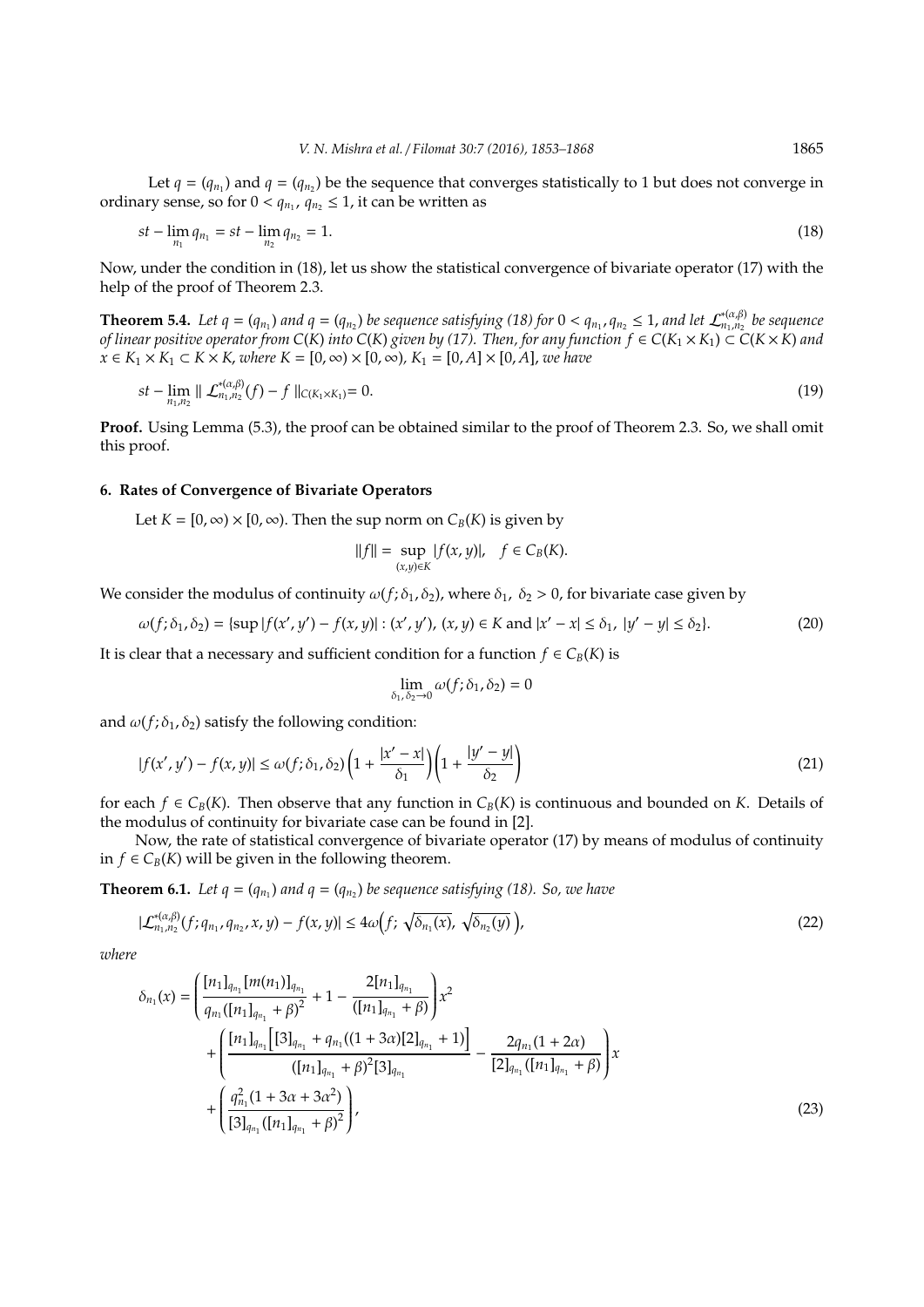Let $q = (q_{n_1})$ and $q = (q_{n_2})$ be the sequence that converges statistically to 1 but does not converge in ordinary sense, so for $0 < q_{n_1},\ q_{n_2} \leq 1$, it can be written as

$$st - \lim_{n_1} q_{n_1} = st - \lim_{n_2} q_{n_2} = 1. \tag{18}$$

Now, under the condition in (18), let us show the statistical convergence of bivariate operator (17) with the help of the proof of Theorem 2.3.

**Theorem 5.4.** *Let $q = (q_{n_1})$ and $q = (q_{n_2})$ be sequence satisfying (18) for $0 < q_{n_1}, q_{n_2} \leq 1$, and let $\mathcal{L}^{*(\alpha,\beta)}_{n_1,n_2}$ be sequence of linear positive operator from $C(K)$ into $C(K)$ given by (17). Then, for any function $f \in C(K_1 \times K_1) \subset C(K \times K)$ and $x \in K_1 \times K_1 \subset K \times K$, where $K = [0,\infty) \times [0,\infty)$, $K_1 = [0, A] \times [0, A]$, we have*

$$st - \lim_{n_1,n_2} \| \mathcal{L}^{*(\alpha,\beta)}_{n_1,n_2}(f) - f \|_{C(K_1 \times K_1)} = 0. \tag{19}$$

**Proof.** Using Lemma (5.3), the proof can be obtained similar to the proof of Theorem 2.3. So, we shall omit this proof.

## 6. Rates of Convergence of Bivariate Operators

Let $K = [0,\infty) \times [0,\infty)$. Then the sup norm on $C_B(K)$ is given by

$$\|f\| = \sup_{(x,y)\in K} |f(x,y)|, \quad f \in C_B(K).$$

We consider the modulus of continuity $\omega(f; \delta_1, \delta_2)$, where $\delta_1,\ \delta_2 > 0$, for bivariate case given by

$$\omega(f; \delta_1, \delta_2) = \{\sup |f(x', y') - f(x, y)| : (x', y'),\ (x, y) \in K \text{ and } |x' - x| \leq \delta_1,\ |y' - y| \leq \delta_2\}. \tag{20}$$

It is clear that a necessary and sufficient condition for a function $f \in C_B(K)$ is

$$\lim_{\delta_1,\delta_2 \to 0} \omega(f; \delta_1, \delta_2) = 0$$

and $\omega(f; \delta_1, \delta_2)$ satisfy the following condition:

$$|f(x', y') - f(x, y)| \leq \omega(f; \delta_1, \delta_2) \left(1 + \frac{|x' - x|}{\delta_1}\right)\left(1 + \frac{|y' - y|}{\delta_2}\right) \tag{21}$$

for each $f \in C_B(K)$. Then observe that any function in $C_B(K)$ is continuous and bounded on $K$. Details of the modulus of continuity for bivariate case can be found in [2].

Now, the rate of statistical convergence of bivariate operator (17) by means of modulus of continuity in $f \in C_B(K)$ will be given in the following theorem.

**Theorem 6.1.** *Let $q = (q_{n_1})$ and $q = (q_{n_2})$ be sequence satisfying (18). So, we have*

$$|\mathcal{L}^{*(\alpha,\beta)}_{n_1,n_2}(f; q_{n_1}, q_{n_2}, x, y) - f(x, y)| \leq 4\omega\Big(f;\ \sqrt{\delta_{n_1}(x)},\ \sqrt{\delta_{n_2}(y)}\ \Big), \tag{22}$$

*where*

$$\begin{aligned}
\delta_{n_1}(x) = &\left( \frac{[n_1]_{q_{n_1}} [m(n_1)]_{q_{n_1}}}{q_{n_1}([n_1]_{q_{n_1}} + \beta)^2} + 1 - \frac{2[n_1]_{q_{n_1}}}{([n_1]_{q_{n_1}} + \beta)} \right) x^2 \\
&+ \left( \frac{[n_1]_{q_{n_1}} \Big[[3]_{q_{n_1}} + q_{n_1}((1 + 3\alpha)[2]_{q_{n_1}} + 1)\Big]}{([n_1]_{q_{n_1}} + \beta)^2 [3]_{q_{n_1}}} - \frac{2q_{n_1}(1 + 2\alpha)}{[2]_{q_{n_1}}([n_1]_{q_{n_1}} + \beta)} \right) x \\
&+ \left( \frac{q_{n_1}^2 (1 + 3\alpha + 3\alpha^2)}{[3]_{q_{n_1}}([n_1]_{q_{n_1}} + \beta)^2} \right),
\end{aligned} \tag{23}$$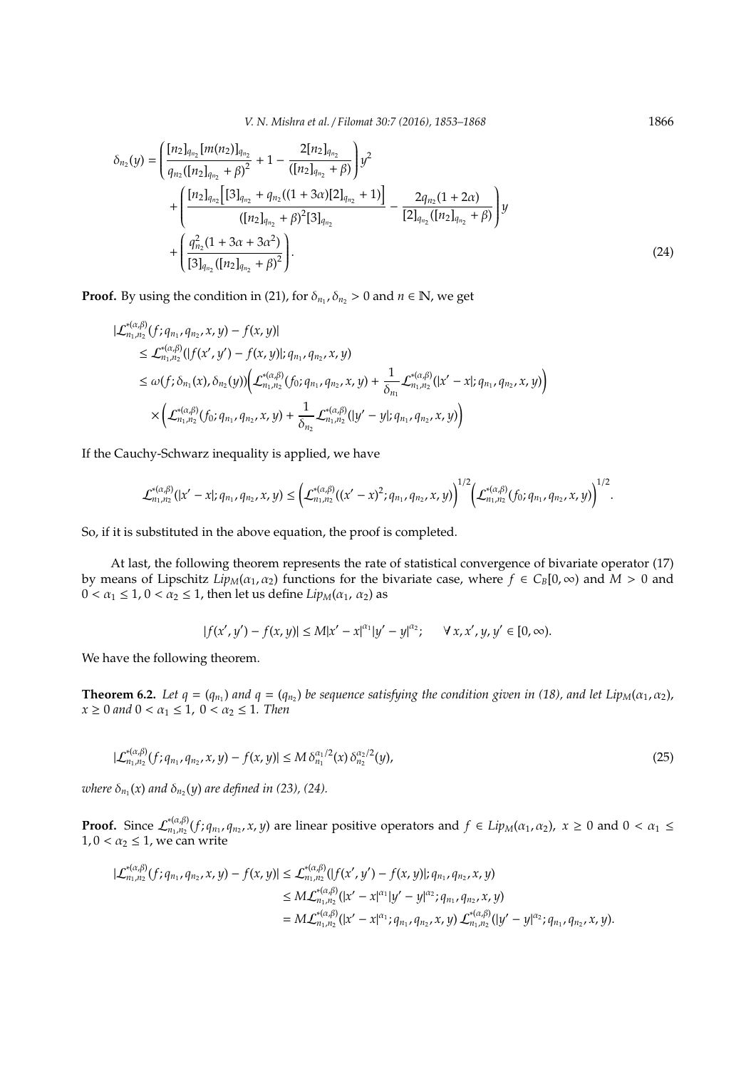$$
\delta_{n_2}(y) = \left( \frac{[n_2]_{q_{n_2}} [m(n_2)]_{q_{n_2}}}{q_{n_2}([n_2]_{q_{n_2}} + \beta)^2} + 1 - \frac{2[n_2]_{q_{n_2}}}{([n_2]_{q_{n_2}} + \beta)} \right) y^2
+ \left( \frac{[n_2]_{q_{n_2}} \Big[ [3]_{q_{n_2}} + q_{n_2}((1+3\alpha)[2]_{q_{n_2}} + 1) \Big]}{([n_2]_{q_{n_2}} + \beta)^2 [3]_{q_{n_2}}} - \frac{2 q_{n_2}(1+2\alpha)}{[2]_{q_{n_2}}([n_2]_{q_{n_2}} + \beta)} \right) y
+ \left( \frac{q_{n_2}^2 (1 + 3\alpha + 3\alpha^2)}{[3]_{q_{n_2}}([n_2]_{q_{n_2}} + \beta)^2} \right). \tag{24}
$$

**Proof.** By using the condition in (21), for $\delta_{n_1}, \delta_{n_2} > 0$ and $n \in \mathbb{N}$, we get

$$
\begin{aligned}
&|\mathcal{L}^{*(\alpha,\beta)}_{n_1,n_2}(f; q_{n_1}, q_{n_2}, x, y) - f(x,y)| \\
&\leq \mathcal{L}^{*(\alpha,\beta)}_{n_1,n_2}(|f(x',y') - f(x,y)|; q_{n_1}, q_{n_2}, x, y) \\
&\leq \omega(f; \delta_{n_1}(x), \delta_{n_2}(y)) \Big( \mathcal{L}^{*(\alpha,\beta)}_{n_1,n_2}(f_0; q_{n_1}, q_{n_2}, x, y) + \frac{1}{\delta_{n_1}} \mathcal{L}^{*(\alpha,\beta)}_{n_1,n_2}(|x' - x|; q_{n_1}, q_{n_2}, x, y) \Big) \\
&\quad \times \Big( \mathcal{L}^{*(\alpha,\beta)}_{n_1,n_2}(f_0; q_{n_1}, q_{n_2}, x, y) + \frac{1}{\delta_{n_2}} \mathcal{L}^{*(\alpha,\beta)}_{n_1,n_2}(|y' - y|; q_{n_1}, q_{n_2}, x, y) \Big)
\end{aligned}
$$

If the Cauchy-Schwarz inequality is applied, we have

$$
\mathcal{L}^{*(\alpha,\beta)}_{n_1,n_2}(|x' - x|; q_{n_1}, q_{n_2}, x, y) \leq \Big( \mathcal{L}^{*(\alpha,\beta)}_{n_1,n_2}((x' - x)^2; q_{n_1}, q_{n_2}, x, y) \Big)^{1/2} \Big( \mathcal{L}^{*(\alpha,\beta)}_{n_1,n_2}(f_0; q_{n_1}, q_{n_2}, x, y) \Big)^{1/2}.
$$

So, if it is substituted in the above equation, the proof is completed.

At last, the following theorem represents the rate of statistical convergence of bivariate operator (17) by means of Lipschitz $Lip_M(\alpha_1, \alpha_2)$ functions for the bivariate case, where $f \in C_B[0,\infty)$ and $M > 0$ and $0 < \alpha_1 \leq 1$, $0 < \alpha_2 \leq 1$, then let us define $Lip_M(\alpha_1, \alpha_2)$ as

$$
|f(x', y') - f(x,y)| \leq M |x' - x|^{\alpha_1} |y' - y|^{\alpha_2}; \qquad \forall\, x, x', y, y' \in [0, \infty).
$$

We have the following theorem.

**Theorem 6.2.** *Let $q = (q_{n_1})$ and $q = (q_{n_2})$ be sequence satisfying the condition given in (18), and let $Lip_M(\alpha_1, \alpha_2)$, $x \geq 0$ and $0 < \alpha_1 \leq 1$, $0 < \alpha_2 \leq 1$. Then*

$$
|\mathcal{L}^{*(\alpha,\beta)}_{n_1,n_2}(f; q_{n_1}, q_{n_2}, x, y) - f(x,y)| \leq M\, \delta_{n_1}^{\alpha_1/2}(x)\, \delta_{n_2}^{\alpha_2/2}(y), \tag{25}
$$

*where $\delta_{n_1}(x)$ and $\delta_{n_2}(y)$ are defined in (23), (24).*

**Proof.** Since $\mathcal{L}^{*(\alpha,\beta)}_{n_1,n_2}(f; q_{n_1}, q_{n_2}, x, y)$ are linear positive operators and $f \in Lip_M(\alpha_1, \alpha_2)$, $x \geq 0$ and $0 < \alpha_1 \leq 1, 0 < \alpha_2 \leq 1$, we can write

$$
\begin{aligned}
|\mathcal{L}^{*(\alpha,\beta)}_{n_1,n_2}(f; q_{n_1}, q_{n_2}, x, y) - f(x,y)| &\leq \mathcal{L}^{*(\alpha,\beta)}_{n_1,n_2}(|f(x',y') - f(x,y)|; q_{n_1}, q_{n_2}, x, y) \\
&\leq M \mathcal{L}^{*(\alpha,\beta)}_{n_1,n_2}(|x' - x|^{\alpha_1} |y' - y|^{\alpha_2}; q_{n_1}, q_{n_2}, x, y) \\
&= M \mathcal{L}^{*(\alpha,\beta)}_{n_1,n_2}(|x' - x|^{\alpha_1}; q_{n_1}, q_{n_2}, x, y)\, \mathcal{L}^{*(\alpha,\beta)}_{n_1,n_2}(|y' - y|^{\alpha_2}; q_{n_1}, q_{n_2}, x, y).
\end{aligned}
$$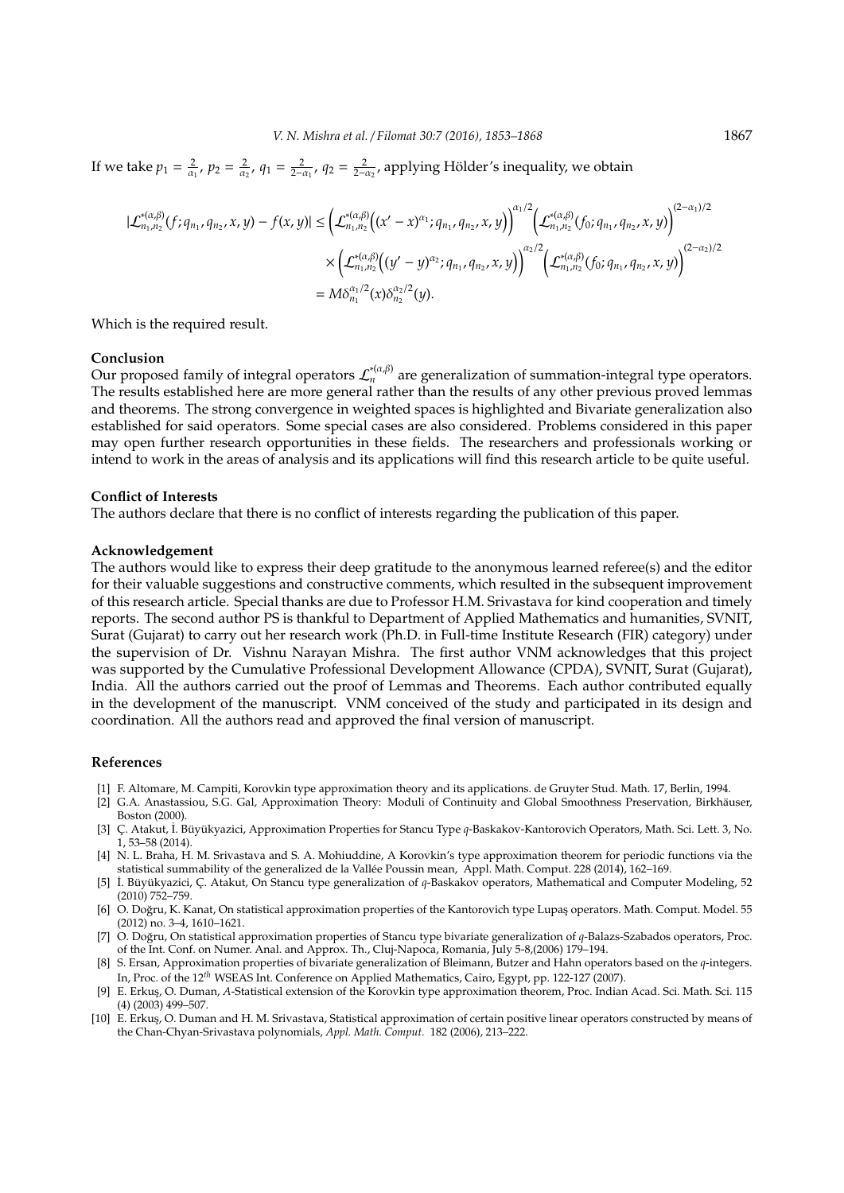If we take $p_1 = \frac{2}{\alpha_1}$, $p_2 = \frac{2}{\alpha_2}$, $q_1 = \frac{2}{2-\alpha_1}$, $q_2 = \frac{2}{2-\alpha_2}$, applying Hölder's inequality, we obtain

$$
\begin{aligned}
|\mathcal{L}^{*(\alpha,\beta)}_{n_1,n_2}(f;q_{n_1},q_{n_2},x,y) - f(x,y)| &\leq \left(\mathcal{L}^{*(\alpha,\beta)}_{n_1,n_2}\big((x'-x)^{\alpha_1};q_{n_1},q_{n_2},x,y\big)\right)^{\alpha_1/2}\left(\mathcal{L}^{*(\alpha,\beta)}_{n_1,n_2}(f_0;q_{n_1},q_{n_2},x,y)\right)^{(2-\alpha_1)/2} \\
&\quad \times \left(\mathcal{L}^{*(\alpha,\beta)}_{n_1,n_2}\big((y'-y)^{\alpha_2};q_{n_1},q_{n_2},x,y\big)\right)^{\alpha_2/2}\left(\mathcal{L}^{*(\alpha,\beta)}_{n_1,n_2}(f_0;q_{n_1},q_{n_2},x,y)\right)^{(2-\alpha_2)/2} \\
&= M\delta_{n_1}^{\alpha_1/2}(x)\delta_{n_2}^{\alpha_2/2}(y).
\end{aligned}
$$

Which is the required result.

**Conclusion**

Our proposed family of integral operators $\mathcal{L}^{*(\alpha,\beta)}_n$ are generalization of summation-integral type operators. The results established here are more general rather than the results of any other previous proved lemmas and theorems. The strong convergence in weighted spaces is highlighted and Bivariate generalization also established for said operators. Some special cases are also considered. Problems considered in this paper may open further research opportunities in these fields. The researchers and professionals working or intend to work in the areas of analysis and its applications will find this research article to be quite useful.

**Conflict of Interests**

The authors declare that there is no conflict of interests regarding the publication of this paper.

**Acknowledgement**

The authors would like to express their deep gratitude to the anonymous learned referee(s) and the editor for their valuable suggestions and constructive comments, which resulted in the subsequent improvement of this research article. Special thanks are due to Professor H.M. Srivastava for kind cooperation and timely reports. The second author PS is thankful to Department of Applied Mathematics and humanities, SVNIT, Surat (Gujarat) to carry out her research work (Ph.D. in Full-time Institute Research (FIR) category) under the supervision of Dr. Vishnu Narayan Mishra. The first author VNM acknowledges that this project was supported by the Cumulative Professional Development Allowance (CPDA), SVNIT, Surat (Gujarat), India. All the authors carried out the proof of Lemmas and Theorems. Each author contributed equally in the development of the manuscript. VNM conceived of the study and participated in its design and coordination. All the authors read and approved the final version of manuscript.

## References

[1] F. Altomare, M. Campiti, Korovkin type approximation theory and its applications. de Gruyter Stud. Math. 17, Berlin, 1994.

[2] G.A. Anastassiou, S.G. Gal, Approximation Theory: Moduli of Continuity and Global Smoothness Preservation, Birkhäuser, Boston (2000).

[3] Ç. Atakut, İ. Büyükyazici, Approximation Properties for Stancu Type $q$-Baskakov-Kantorovich Operators, Math. Sci. Lett. 3, No. 1, 53–58 (2014).

[4] N. L. Braha, H. M. Srivastava and S. A. Mohiuddine, A Korovkin's type approximation theorem for periodic functions via the statistical summability of the generalized de la Vallée Poussin mean, Appl. Math. Comput. 228 (2014), 162–169.

[5] İ. Büyükyazici, Ç. Atakut, On Stancu type generalization of $q$-Baskakov operators, Mathematical and Computer Modeling, 52 (2010) 752–759.

[6] O. Doğru, K. Kanat, On statistical approximation properties of the Kantorovich type Lupaş operators. Math. Comput. Model. 55 (2012) no. 3–4, 1610–1621.

[7] O. Doğru, On statistical approximation properties of Stancu type bivariate generalization of $q$-Balazs-Szabados operators, Proc. of the Int. Conf. on Numer. Anal. and Approx. Th., Cluj-Napoca, Romania, July 5-8,(2006) 179–194.

[8] S. Ersan, Approximation properties of bivariate generalization of Bleimann, Butzer and Hahn operators based on the $q$-integers. In, Proc. of the $12^{th}$ WSEAS Int. Conference on Applied Mathematics, Cairo, Egypt, pp. 122-127 (2007).

[9] E. Erkuş, O. Duman, $A$-Statistical extension of the Korovkin type approximation theorem, Proc. Indian Acad. Sci. Math. Sci. 115 (4) (2003) 499–507.

[10] E. Erkuş, O. Duman and H. M. Srivastava, Statistical approximation of certain positive linear operators constructed by means of the Chan-Chyan-Srivastava polynomials, *Appl. Math. Comput.* 182 (2006), 213–222.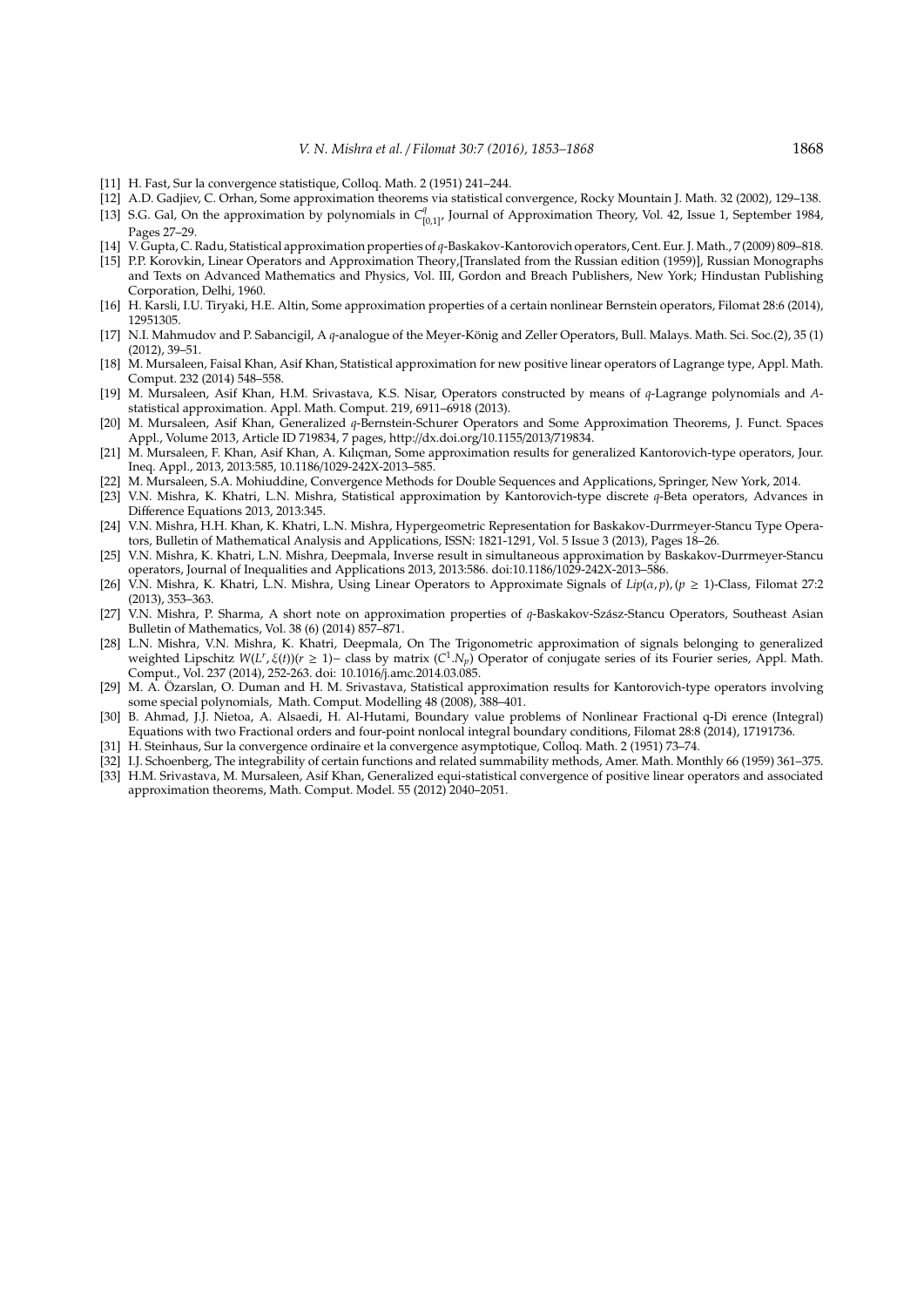[11] H. Fast, Sur la convergence statistique, Colloq. Math. 2 (1951) 241–244.

[12] A.D. Gadjiev, C. Orhan, Some approximation theorems via statistical convergence, Rocky Mountain J. Math. 32 (2002), 129–138.

[13] S.G. Gal, On the approximation by polynomials in $C^q_{[0,1]}$, Journal of Approximation Theory, Vol. 42, Issue 1, September 1984, Pages 27–29.

[14] V. Gupta, C. Radu, Statistical approximation properties of $q$-Baskakov-Kantorovich operators, Cent. Eur. J. Math., 7 (2009) 809–818.

[15] P.P. Korovkin, Linear Operators and Approximation Theory,[Translated from the Russian edition (1959)], Russian Monographs and Texts on Advanced Mathematics and Physics, Vol. III, Gordon and Breach Publishers, New York; Hindustan Publishing Corporation, Delhi, 1960.

[16] H. Karsli, I.U. Tiryaki, H.E. Altin, Some approximation properties of a certain nonlinear Bernstein operators, Filomat 28:6 (2014), 12951305.

[17] N.I. Mahmudov and P. Sabancigil, A $q$-analogue of the Meyer-König and Zeller Operators, Bull. Malays. Math. Sci. Soc.(2), 35 (1) (2012), 39–51.

[18] M. Mursaleen, Faisal Khan, Asif Khan, Statistical approximation for new positive linear operators of Lagrange type, Appl. Math. Comput. 232 (2014) 548–558.

[19] M. Mursaleen, Asif Khan, H.M. Srivastava, K.S. Nisar, Operators constructed by means of $q$-Lagrange polynomials and $A$-statistical approximation. Appl. Math. Comput. 219, 6911–6918 (2013).

[20] M. Mursaleen, Asif Khan, Generalized $q$-Bernstein-Schurer Operators and Some Approximation Theorems, J. Funct. Spaces Appl., Volume 2013, Article ID 719834, 7 pages, http://dx.doi.org/10.1155/2013/719834.

[21] M. Mursaleen, F. Khan, Asif Khan, A. Kılıçman, Some approximation results for generalized Kantorovich-type operators, Jour. Ineq. Appl., 2013, 2013:585, 10.1186/1029-242X-2013–585.

[22] M. Mursaleen, S.A. Mohiuddine, Convergence Methods for Double Sequences and Applications, Springer, New York, 2014.

[23] V.N. Mishra, K. Khatri, L.N. Mishra, Statistical approximation by Kantorovich-type discrete $q$-Beta operators, Advances in Difference Equations 2013, 2013:345.

[24] V.N. Mishra, H.H. Khan, K. Khatri, L.N. Mishra, Hypergeometric Representation for Baskakov-Durrmeyer-Stancu Type Operators, Bulletin of Mathematical Analysis and Applications, ISSN: 1821-1291, Vol. 5 Issue 3 (2013), Pages 18–26.

[25] V.N. Mishra, K. Khatri, L.N. Mishra, Deepmala, Inverse result in simultaneous approximation by Baskakov-Durrmeyer-Stancu operators, Journal of Inequalities and Applications 2013, 2013:586. doi:10.1186/1029-242X-2013–586.

[26] V.N. Mishra, K. Khatri, L.N. Mishra, Using Linear Operators to Approximate Signals of $Lip(\alpha, p), (p \geq 1)$-Class, Filomat 27:2 (2013), 353–363.

[27] V.N. Mishra, P. Sharma, A short note on approximation properties of $q$-Baskakov-Szász-Stancu Operators, Southeast Asian Bulletin of Mathematics, Vol. 38 (6) (2014) 857–871.

[28] L.N. Mishra, V.N. Mishra, K. Khatri, Deepmala, On The Trigonometric approximation of signals belonging to generalized weighted Lipschitz $W(L^r, \xi(t))(r \geq 1)-$ class by matrix $(C^1.N_p)$ Operator of conjugate series of its Fourier series, Appl. Math. Comput., Vol. 237 (2014), 252-263. doi: 10.1016/j.amc.2014.03.085.

[29] M. A. Özarslan, O. Duman and H. M. Srivastava, Statistical approximation results for Kantorovich-type operators involving some special polynomials, Math. Comput. Modelling 48 (2008), 388–401.

[30] B. Ahmad, J.J. Nietoa, A. Alsaedi, H. Al-Hutami, Boundary value problems of Nonlinear Fractional q-Di erence (Integral) Equations with two Fractional orders and four-point nonlocal integral boundary conditions, Filomat 28:8 (2014), 17191736.

[31] H. Steinhaus, Sur la convergence ordinaire et la convergence asymptotique, Colloq. Math. 2 (1951) 73–74.

[32] I.J. Schoenberg, The integrability of certain functions and related summability methods, Amer. Math. Monthly 66 (1959) 361–375.

[33] H.M. Srivastava, M. Mursaleen, Asif Khan, Generalized equi-statistical convergence of positive linear operators and associated approximation theorems, Math. Comput. Model. 55 (2012) 2040–2051.